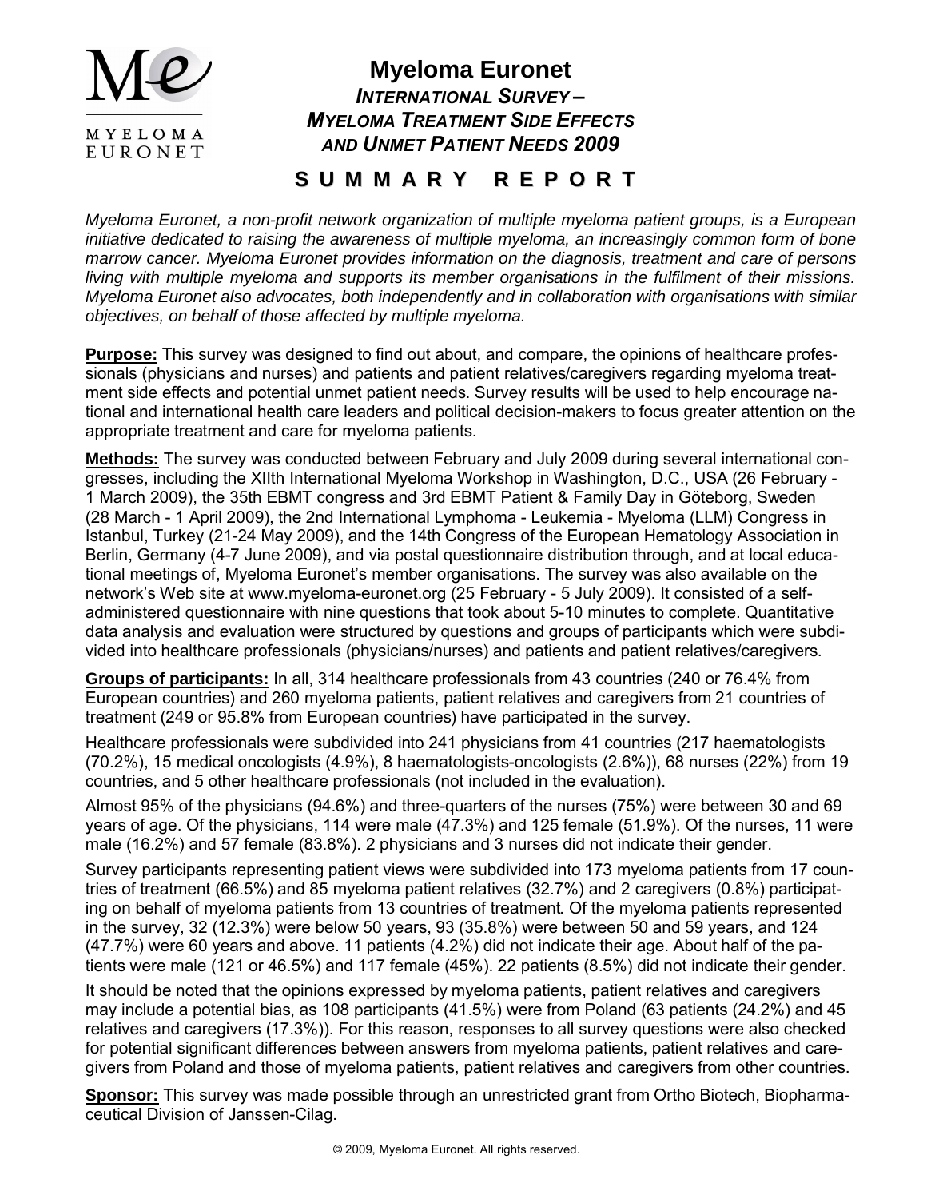MYELOMA EURONET

# Myeloma Euronet

## *INTERNATIONAL SURVEY – MYELOMA TREATMENT SIDE EFFECTS AND UNMET PATIENT NEEDS 2009*

## S U M M A R Y   R E P O R T

*Myeloma Euronet, a non-profit network organization of multiple myeloma patient groups, is a European initiative dedicated to raising the awareness of multiple myeloma, an increasingly common form of bone marrow cancer. Myeloma Euronet provides information on the diagnosis, treatment and care of persons living with multiple myeloma and supports its member organisations in the fulfilment of their missions. Myeloma Euronet also advocates, both independently and in collaboration with organisations with similar objectives, on behalf of those affected by multiple myeloma.*

**Purpose:** This survey was designed to find out about, and compare, the opinions of healthcare professionals (physicians and nurses) and patients and patient relatives/caregivers regarding myeloma treatment side effects and potential unmet patient needs. Survey results will be used to help encourage national and international health care leaders and political decision-makers to focus greater attention on the appropriate treatment and care for myeloma patients.

**Methods:** The survey was conducted between February and July 2009 during several international congresses, including the XIIth International Myeloma Workshop in Washington, D.C., USA (26 February - 1 March 2009), the 35th EBMT congress and 3rd EBMT Patient & Family Day in Göteborg, Sweden (28 March - 1 April 2009), the 2nd International Lymphoma - Leukemia - Myeloma (LLM) Congress in Istanbul, Turkey (21-24 May 2009), and the 14th Congress of the European Hematology Association in Berlin, Germany (4-7 June 2009), and via postal questionnaire distribution through, and at local educational meetings of, Myeloma Euronet's member organisations. The survey was also available on the network's Web site at www.myeloma-euronet.org (25 February - 5 July 2009). It consisted of a self-administered questionnaire with nine questions that took about 5-10 minutes to complete. Quantitative data analysis and evaluation were structured by questions and groups of participants which were subdivided into healthcare professionals (physicians/nurses) and patients and patient relatives/caregivers.

**Groups of participants:** In all, 314 healthcare professionals from 43 countries (240 or 76.4% from European countries) and 260 myeloma patients, patient relatives and caregivers from 21 countries of treatment (249 or 95.8% from European countries) have participated in the survey.

Healthcare professionals were subdivided into 241 physicians from 41 countries (217 haematologists (70.2%), 15 medical oncologists (4.9%), 8 haematologists-oncologists (2.6%)), 68 nurses (22%) from 19 countries, and 5 other healthcare professionals (not included in the evaluation).

Almost 95% of the physicians (94.6%) and three-quarters of the nurses (75%) were between 30 and 69 years of age. Of the physicians, 114 were male (47.3%) and 125 female (51.9%). Of the nurses, 11 were male (16.2%) and 57 female (83.8%). 2 physicians and 3 nurses did not indicate their gender.

Survey participants representing patient views were subdivided into 173 myeloma patients from 17 countries of treatment (66.5%) and 85 myeloma patient relatives (32.7%) and 2 caregivers (0.8%) participating on behalf of myeloma patients from 13 countries of treatment. Of the myeloma patients represented in the survey, 32 (12.3%) were below 50 years, 93 (35.8%) were between 50 and 59 years, and 124 (47.7%) were 60 years and above. 11 patients (4.2%) did not indicate their age. About half of the patients were male (121 or 46.5%) and 117 female (45%). 22 patients (8.5%) did not indicate their gender.

It should be noted that the opinions expressed by myeloma patients, patient relatives and caregivers may include a potential bias, as 108 participants (41.5%) were from Poland (63 patients (24.2%) and 45 relatives and caregivers (17.3%)). For this reason, responses to all survey questions were also checked for potential significant differences between answers from myeloma patients, patient relatives and caregivers from Poland and those of myeloma patients, patient relatives and caregivers from other countries.

**Sponsor:** This survey was made possible through an unrestricted grant from Ortho Biotech, Biopharmaceutical Division of Janssen-Cilag.

© 2009, Myeloma Euronet. All rights reserved.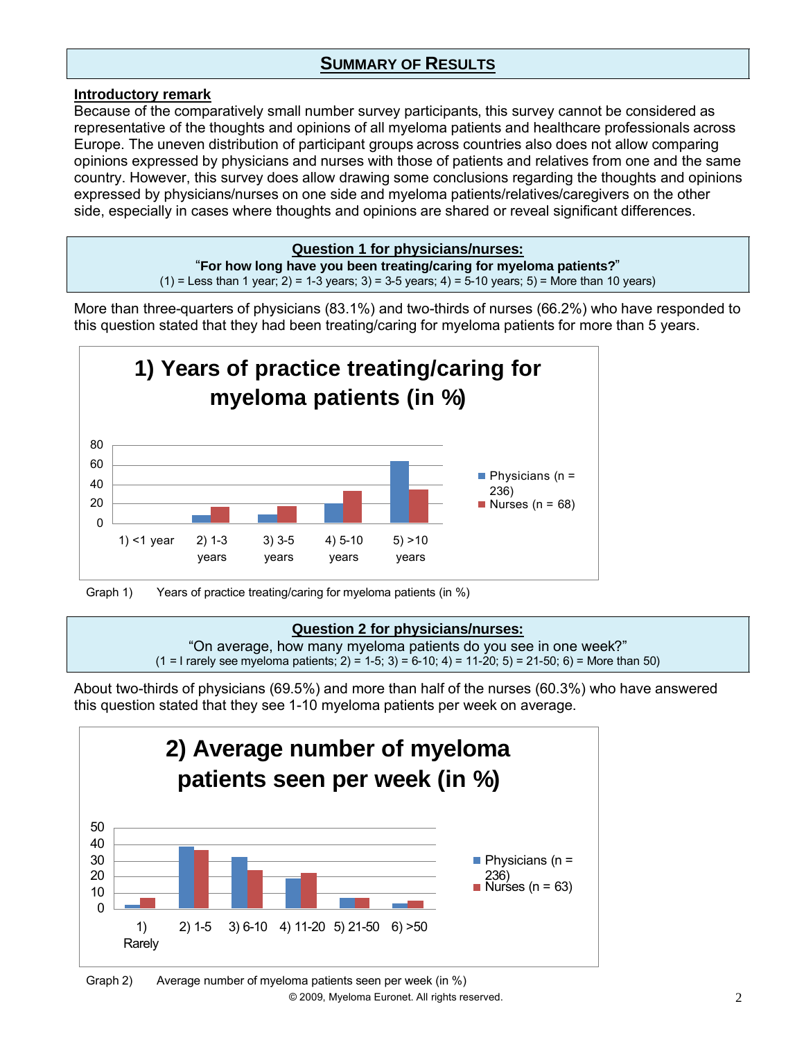## SUMMARY OF RESULTS

**Introductory remark**

Because of the comparatively small number survey participants, this survey cannot be considered as representative of the thoughts and opinions of all myeloma patients and healthcare professionals across Europe. The uneven distribution of participant groups across countries also does not allow comparing opinions expressed by physicians and nurses with those of patients and relatives from one and the same country. However, this survey does allow drawing some conclusions regarding the thoughts and opinions expressed by physicians/nurses on one side and myeloma patients/relatives/caregivers on the other side, especially in cases where thoughts and opinions are shared or reveal significant differences.

**Question 1 for physicians/nurses:**

"**For how long have you been treating/caring for myeloma patients?**"

(1) = Less than 1 year; 2) = 1-3 years; 3) = 3-5 years; 4) = 5-10 years; 5) = More than 10 years)

More than three-quarters of physicians (83.1%) and two-thirds of nurses (66.2%) who have responded to this question stated that they had been treating/caring for myeloma patients for more than 5 years.

**1) Years of practice treating/caring for myeloma patients (in %)**

Legend: Physicians (n = 236); Nurses (n = 68)

Categories: 1) <1 year; 2) 1-3 years; 3) 3-5 years; 4) 5-10 years; 5) >10 years

Graph 1) Years of practice treating/caring for myeloma patients (in %)

**Question 2 for physicians/nurses:**

"On average, how many myeloma patients do you see in one week?"

(1 = I rarely see myeloma patients; 2) = 1-5; 3) = 6-10; 4) = 11-20; 5) = 21-50; 6) = More than 50)

About two-thirds of physicians (69.5%) and more than half of the nurses (60.3%) who have answered this question stated that they see 1-10 myeloma patients per week on average.

**2) Average number of myeloma patients seen per week (in %)**

Legend: Physicians (n = 236); Nurses (n = 63)

Categories: 1) Rarely; 2) 1-5; 3) 6-10; 4) 11-20; 5) 21-50; 6) >50

Graph 2) Average number of myeloma patients seen per week (in %)

© 2009, Myeloma Euronet. All rights reserved.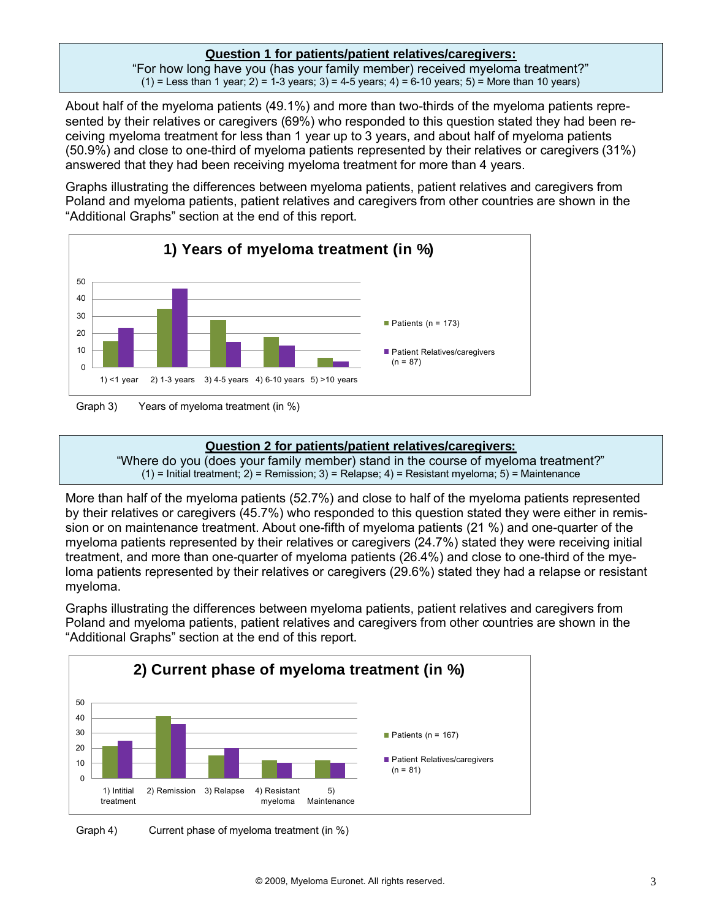**Question 1 for patients/patient relatives/caregivers:**

"For how long have you (has your family member) received myeloma treatment?"
(1) = Less than 1 year; 2) = 1-3 years; 3) = 4-5 years; 4) = 6-10 years; 5) = More than 10 years)

About half of the myeloma patients (49.1%) and more than two-thirds of the myeloma patients represented by their relatives or caregivers (69%) who responded to this question stated they had been receiving myeloma treatment for less than 1 year up to 3 years, and about half of myeloma patients (50.9%) and close to one-third of myeloma patients represented by their relatives or caregivers (31%) answered that they had been receiving myeloma treatment for more than 4 years.

Graphs illustrating the differences between myeloma patients, patient relatives and caregivers from Poland and myeloma patients, patient relatives and caregivers from other countries are shown in the "Additional Graphs" section at the end of this report.

**1) Years of myeloma treatment (in %)**

Legend: Patients (n = 173); Patient Relatives/caregivers (n = 87)

Categories: 1) <1 year; 2) 1-3 years; 3) 4-5 years; 4) 6-10 years; 5) >10 years

Graph 3) Years of myeloma treatment (in %)

**Question 2 for patients/patient relatives/caregivers:**

"Where do you (does your family member) stand in the course of myeloma treatment?"
(1) = Initial treatment; 2) = Remission; 3) = Relapse; 4) = Resistant myeloma; 5) = Maintenance

More than half of the myeloma patients (52.7%) and close to half of the myeloma patients represented by their relatives or caregivers (45.7%) who responded to this question stated they were either in remission or on maintenance treatment. About one-fifth of myeloma patients (21 %) and one-quarter of the myeloma patients represented by their relatives or caregivers (24.7%) stated they were receiving initial treatment, and more than one-quarter of myeloma patients (26.4%) and close to one-third of the myeloma patients represented by their relatives or caregivers (29.6%) stated they had a relapse or resistant myeloma.

Graphs illustrating the differences between myeloma patients, patient relatives and caregivers from Poland and myeloma patients, patient relatives and caregivers from other countries are shown in the "Additional Graphs" section at the end of this report.

**2) Current phase of myeloma treatment (in %)**

Legend: Patients (n = 167); Patient Relatives/caregivers (n = 81)

Categories: 1) Intitial treatment; 2) Remission; 3) Relapse; 4) Resistant myeloma; 5) Maintenance

Graph 4) Current phase of myeloma treatment (in %)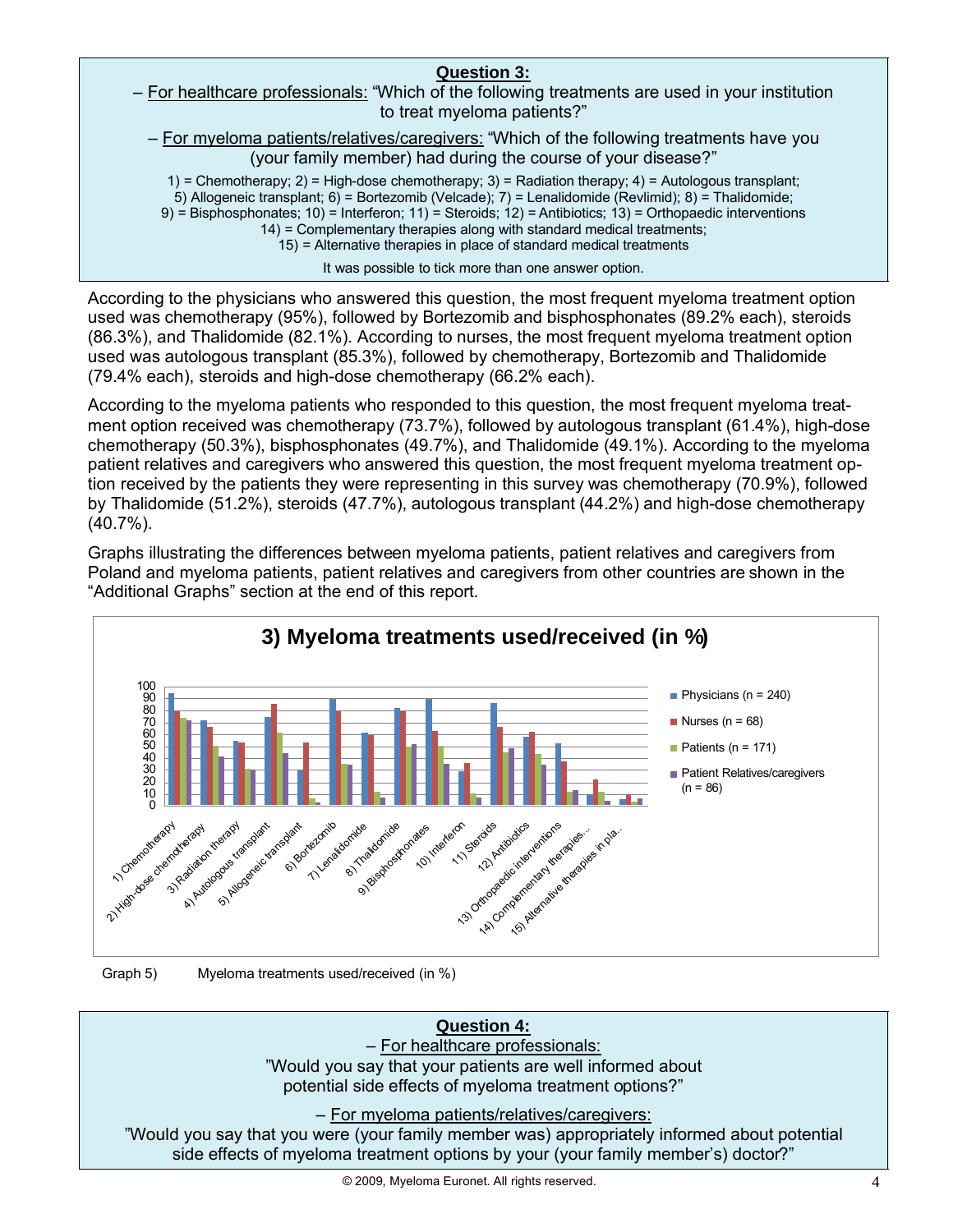**Question 3:**

– For healthcare professionals: "Which of the following treatments are used in your institution to treat myeloma patients?"

– For myeloma patients/relatives/caregivers: "Which of the following treatments have you (your family member) had during the course of your disease?"

1) = Chemotherapy; 2) = High-dose chemotherapy; 3) = Radiation therapy; 4) = Autologous transplant; 5) Allogeneic transplant; 6) = Bortezomib (Velcade); 7) = Lenalidomide (Revlimid); 8) = Thalidomide; 9) = Bisphosphonates; 10) = Interferon; 11) = Steroids; 12) = Antibiotics; 13) = Orthopaedic interventions 14) = Complementary therapies along with standard medical treatments; 15) = Alternative therapies in place of standard medical treatments

It was possible to tick more than one answer option.

According to the physicians who answered this question, the most frequent myeloma treatment option used was chemotherapy (95%), followed by Bortezomib and bisphosphonates (89.2% each), steroids (86.3%), and Thalidomide (82.1%). According to nurses, the most frequent myeloma treatment option used was autologous transplant (85.3%), followed by chemotherapy, Bortezomib and Thalidomide (79.4% each), steroids and high-dose chemotherapy (66.2% each).

According to the myeloma patients who responded to this question, the most frequent myeloma treatment option received was chemotherapy (73.7%), followed by autologous transplant (61.4%), high-dose chemotherapy (50.3%), bisphosphonates (49.7%), and Thalidomide (49.1%). According to the myeloma patient relatives and caregivers who answered this question, the most frequent myeloma treatment option received by the patients they were representing in this survey was chemotherapy (70.9%), followed by Thalidomide (51.2%), steroids (47.7%), autologous transplant (44.2%) and high-dose chemotherapy (40.7%).

Graphs illustrating the differences between myeloma patients, patient relatives and caregivers from Poland and myeloma patients, patient relatives and caregivers from other countries are shown in the "Additional Graphs" section at the end of this report.

**3) Myeloma treatments used/received (in %)**

Legend: Physicians (n = 240); Nurses (n = 68); Patients (n = 171); Patient Relatives/caregivers (n = 86)

Categories: 1) Chemotherapy; 2) High-dose chemotherapy; 3) Radiation therapy; 4) Autologous transplant; 5) Allogeneic transplant; 6) Bortezomib; 7) Lenalidomide; 8) Thalidomide; 9) Bisphosphonates; 10) Interferon; 11) Steroids; 12) Antibiotics; 13) Orthopaedic interventions; 14) Complementary therapies...; 15) Alternative therapies in pla...

Graph 5) Myeloma treatments used/received (in %)

**Question 4:**

– For healthcare professionals:

"Would you say that your patients are well informed about potential side effects of myeloma treatment options?"

– For myeloma patients/relatives/caregivers:

"Would you say that you were (your family member was) appropriately informed about potential side effects of myeloma treatment options by your (your family member's) doctor?"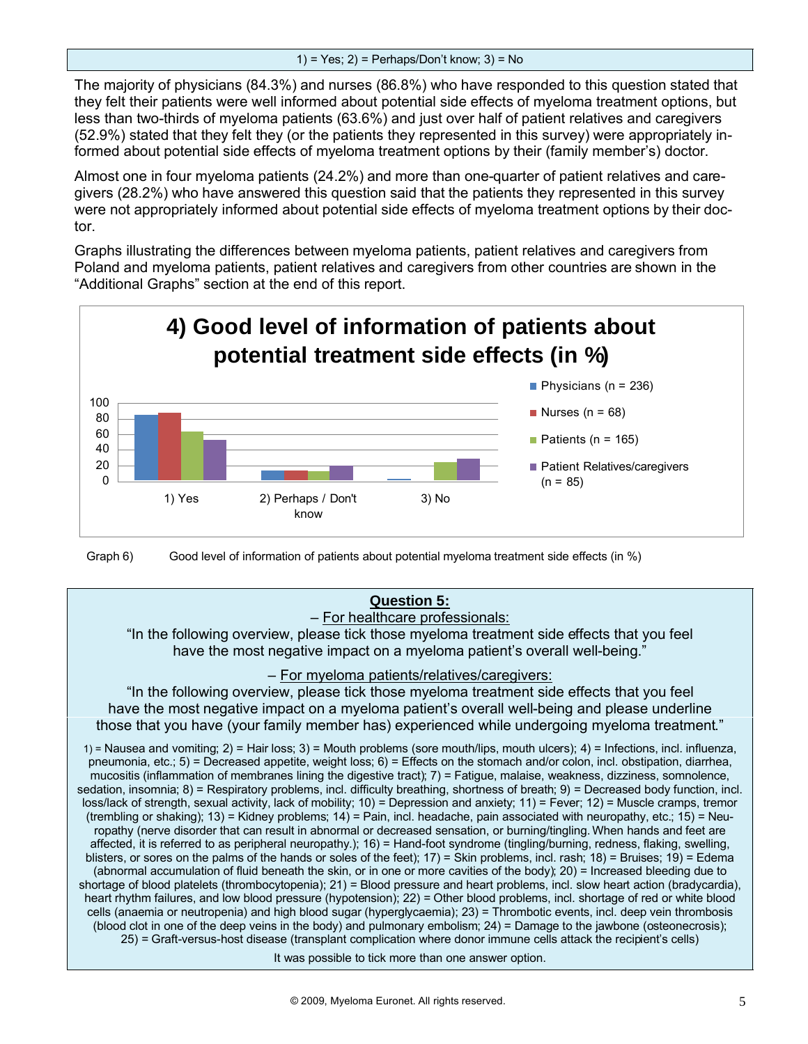1) = Yes; 2) = Perhaps/Don't know; 3) = No

The majority of physicians (84.3%) and nurses (86.8%) who have responded to this question stated that they felt their patients were well informed about potential side effects of myeloma treatment options, but less than two-thirds of myeloma patients (63.6%) and just over half of patient relatives and caregivers (52.9%) stated that they felt they (or the patients they represented in this survey) were appropriately informed about potential side effects of myeloma treatment options by their (family member's) doctor.

Almost one in four myeloma patients (24.2%) and more than one-quarter of patient relatives and caregivers (28.2%) who have answered this question said that the patients they represented in this survey were not appropriately informed about potential side effects of myeloma treatment options by their doctor.

Graphs illustrating the differences between myeloma patients, patient relatives and caregivers from Poland and myeloma patients, patient relatives and caregivers from other countries are shown in the "Additional Graphs" section at the end of this report.

**4) Good level of information of patients about potential treatment side effects (in %)**

Legend: Physicians (n = 236); Nurses (n = 68); Patients (n = 165); Patient Relatives/caregivers (n = 85)

Categories: 1) Yes; 2) Perhaps / Don't know; 3) No

Graph 6) Good level of information of patients about potential myeloma treatment side effects (in %)

**Question 5:**

– For healthcare professionals:

"In the following overview, please tick those myeloma treatment side effects that you feel have the most negative impact on a myeloma patient's overall well-being."

– For myeloma patients/relatives/caregivers:

"In the following overview, please tick those myeloma treatment side effects that you feel have the most negative impact on a myeloma patient's overall well-being and please underline those that you have (your family member has) experienced while undergoing myeloma treatment."

1) = Nausea and vomiting; 2) = Hair loss; 3) = Mouth problems (sore mouth/lips, mouth ulcers); 4) = Infections, incl. influenza, pneumonia, etc.; 5) = Decreased appetite, weight loss; 6) = Effects on the stomach and/or colon, incl. obstipation, diarrhea, mucositis (inflammation of membranes lining the digestive tract); 7) = Fatigue, malaise, weakness, dizziness, somnolence, sedation, insomnia; 8) = Respiratory problems, incl. difficulty breathing, shortness of breath; 9) = Decreased body function, incl. loss/lack of strength, sexual activity, lack of mobility; 10) = Depression and anxiety; 11) = Fever; 12) = Muscle cramps, tremor (trembling or shaking); 13) = Kidney problems; 14) = Pain, incl. headache, pain associated with neuropathy, etc.; 15) = Neuropathy (nerve disorder that can result in abnormal or decreased sensation, or burning/tingling. When hands and feet are affected, it is referred to as peripheral neuropathy.); 16) = Hand-foot syndrome (tingling/burning, redness, flaking, swelling, blisters, or sores on the palms of the hands or soles of the feet); 17) = Skin problems, incl. rash; 18) = Bruises; 19) = Edema (abnormal accumulation of fluid beneath the skin, or in one or more cavities of the body); 20) = Increased bleeding due to shortage of blood platelets (thrombocytopenia); 21) = Blood pressure and heart problems, incl. slow heart action (bradycardia), heart rhythm failures, and low blood pressure (hypotension); 22) = Other blood problems, incl. shortage of red or white blood cells (anaemia or neutropenia) and high blood sugar (hyperglycaemia); 23) = Thrombotic events, incl. deep vein thrombosis (blood clot in one of the deep veins in the body) and pulmonary embolism; 24) = Damage to the jawbone (osteonecrosis); 25) = Graft-versus-host disease (transplant complication where donor immune cells attack the recipient's cells)

It was possible to tick more than one answer option.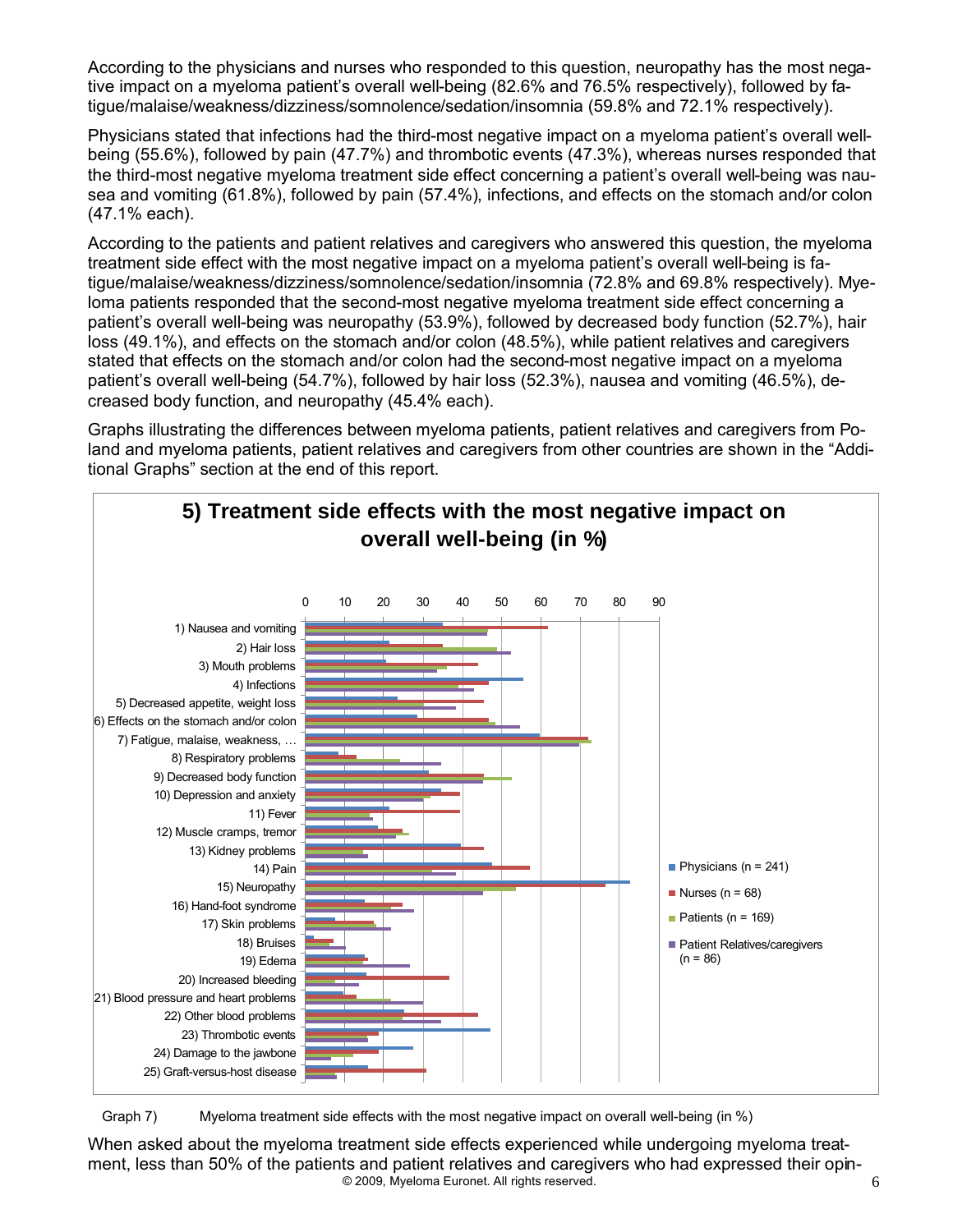According to the physicians and nurses who responded to this question, neuropathy has the most negative impact on a myeloma patient's overall well-being (82.6% and 76.5% respectively), followed by fatigue/malaise/weakness/dizziness/somnolence/sedation/insomnia (59.8% and 72.1% respectively).

Physicians stated that infections had the third-most negative impact on a myeloma patient's overall well-being (55.6%), followed by pain (47.7%) and thrombotic events (47.3%), whereas nurses responded that the third-most negative myeloma treatment side effect concerning a patient's overall well-being was nausea and vomiting (61.8%), followed by pain (57.4%), infections, and effects on the stomach and/or colon (47.1% each).

According to the patients and patient relatives and caregivers who answered this question, the myeloma treatment side effect with the most negative impact on a myeloma patient's overall well-being is fatigue/malaise/weakness/dizziness/somnolence/sedation/insomnia (72.8% and 69.8% respectively). Myeloma patients responded that the second-most negative myeloma treatment side effect concerning a patient's overall well-being was neuropathy (53.9%), followed by decreased body function (52.7%), hair loss (49.1%), and effects on the stomach and/or colon (48.5%), while patient relatives and caregivers stated that effects on the stomach and/or colon had the second-most negative impact on a myeloma patient's overall well-being (54.7%), followed by hair loss (52.3%), nausea and vomiting (46.5%), decreased body function, and neuropathy (45.4% each).

Graphs illustrating the differences between myeloma patients, patient relatives and caregivers from Poland and myeloma patients, patient relatives and caregivers from other countries are shown in the "Additional Graphs" section at the end of this report.

**5) Treatment side effects with the most negative impact on overall well-being (in %)**

Graph 7) Myeloma treatment side effects with the most negative impact on overall well-being (in %)

When asked about the myeloma treatment side effects experienced while undergoing myeloma treatment, less than 50% of the patients and patient relatives and caregivers who had expressed their opin-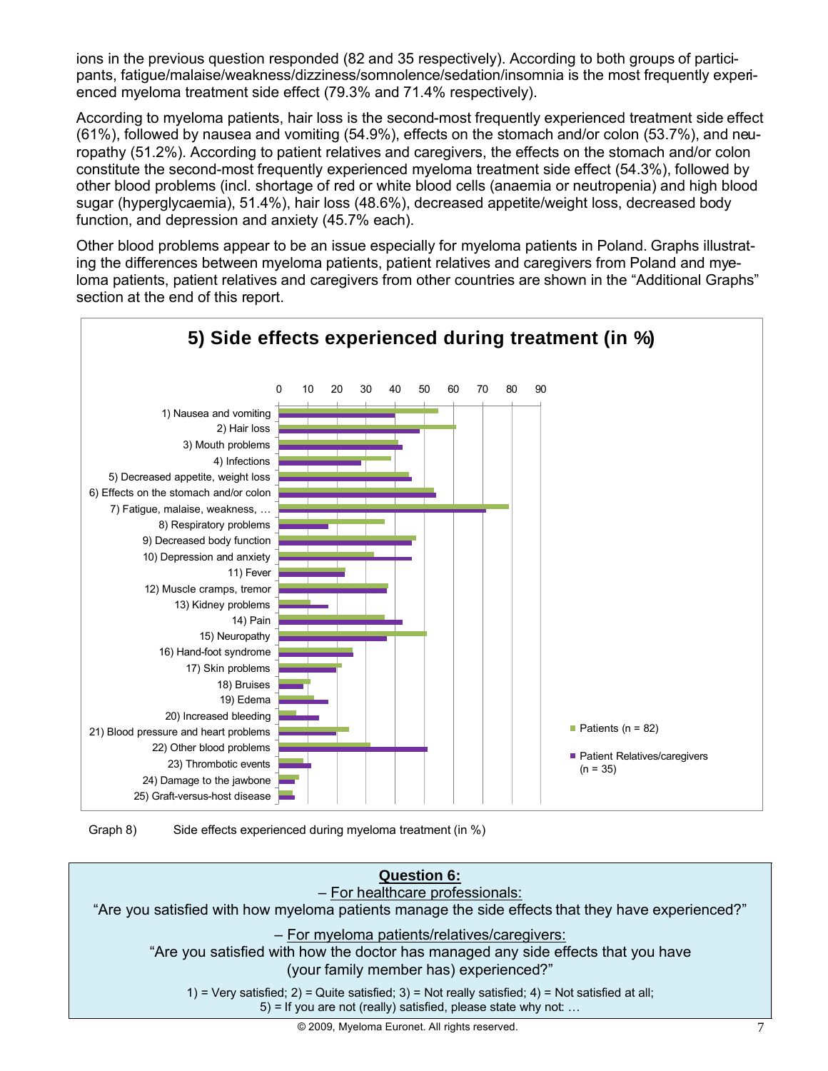ions in the previous question responded (82 and 35 respectively). According to both groups of participants, fatigue/malaise/weakness/dizziness/somnolence/sedation/insomnia is the most frequently experienced myeloma treatment side effect (79.3% and 71.4% respectively).

According to myeloma patients, hair loss is the second-most frequently experienced treatment side effect (61%), followed by nausea and vomiting (54.9%), effects on the stomach and/or colon (53.7%), and neuropathy (51.2%). According to patient relatives and caregivers, the effects on the stomach and/or colon constitute the second-most frequently experienced myeloma treatment side effect (54.3%), followed by other blood problems (incl. shortage of red or white blood cells (anaemia or neutropenia) and high blood sugar (hyperglycaemia), 51.4%), hair loss (48.6%), decreased appetite/weight loss, decreased body function, and depression and anxiety (45.7% each).

Other blood problems appear to be an issue especially for myeloma patients in Poland. Graphs illustrating the differences between myeloma patients, patient relatives and caregivers from Poland and myeloma patients, patient relatives and caregivers from other countries are shown in the "Additional Graphs" section at the end of this report.

**5) Side effects experienced during treatment (in %)**

Categories: 1) Nausea and vomiting; 2) Hair loss; 3) Mouth problems; 4) Infections; 5) Decreased appetite, weight loss; 6) Effects on the stomach and/or colon; 7) Fatigue, malaise, weakness, …; 8) Respiratory problems; 9) Decreased body function; 10) Depression and anxiety; 11) Fever; 12) Muscle cramps, tremor; 13) Kidney problems; 14) Pain; 15) Neuropathy; 16) Hand-foot syndrome; 17) Skin problems; 18) Bruises; 19) Edema; 20) Increased bleeding; 21) Blood pressure and heart problems; 22) Other blood problems; 23) Thrombotic events; 24) Damage to the jawbone; 25) Graft-versus-host disease

Legend: Patients (n = 82); Patient Relatives/caregivers (n = 35)

Graph 8) Side effects experienced during myeloma treatment (in %)

**Question 6:**

– For healthcare professionals:

"Are you satisfied with how myeloma patients manage the side effects that they have experienced?"

– For myeloma patients/relatives/caregivers:

"Are you satisfied with how the doctor has managed any side effects that you have (your family member has) experienced?"

1) = Very satisfied; 2) = Quite satisfied; 3) = Not really satisfied; 4) = Not satisfied at all;
5) = If you are not (really) satisfied, please state why not: …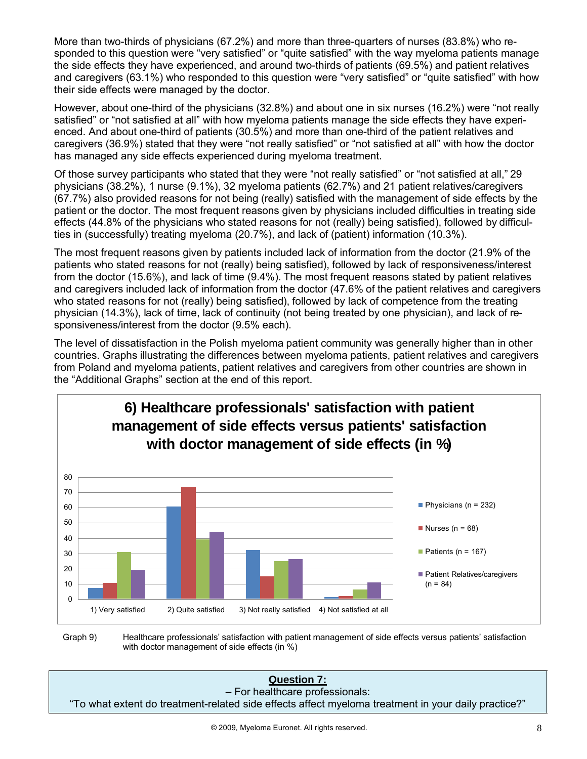More than two-thirds of physicians (67.2%) and more than three-quarters of nurses (83.8%) who responded to this question were "very satisfied" or "quite satisfied" with the way myeloma patients manage the side effects they have experienced, and around two-thirds of patients (69.5%) and patient relatives and caregivers (63.1%) who responded to this question were "very satisfied" or "quite satisfied" with how their side effects were managed by the doctor.

However, about one-third of the physicians (32.8%) and about one in six nurses (16.2%) were "not really satisfied" or "not satisfied at all" with how myeloma patients manage the side effects they have experienced. And about one-third of patients (30.5%) and more than one-third of the patient relatives and caregivers (36.9%) stated that they were "not really satisfied" or "not satisfied at all" with how the doctor has managed any side effects experienced during myeloma treatment.

Of those survey participants who stated that they were "not really satisfied" or "not satisfied at all," 29 physicians (38.2%), 1 nurse (9.1%), 32 myeloma patients (62.7%) and 21 patient relatives/caregivers (67.7%) also provided reasons for not being (really) satisfied with the management of side effects by the patient or the doctor. The most frequent reasons given by physicians included difficulties in treating side effects (44.8% of the physicians who stated reasons for not (really) being satisfied), followed by difficulties in (successfully) treating myeloma (20.7%), and lack of (patient) information (10.3%).

The most frequent reasons given by patients included lack of information from the doctor (21.9% of the patients who stated reasons for not (really) being satisfied), followed by lack of responsiveness/interest from the doctor (15.6%), and lack of time (9.4%). The most frequent reasons stated by patient relatives and caregivers included lack of information from the doctor (47.6% of the patient relatives and caregivers who stated reasons for not (really) being satisfied), followed by lack of competence from the treating physician (14.3%), lack of time, lack of continuity (not being treated by one physician), and lack of responsiveness/interest from the doctor (9.5% each).

The level of dissatisfaction in the Polish myeloma patient community was generally higher than in other countries. Graphs illustrating the differences between myeloma patients, patient relatives and caregivers from Poland and myeloma patients, patient relatives and caregivers from other countries are shown in the "Additional Graphs" section at the end of this report.

**6) Healthcare professionals' satisfaction with patient management of side effects versus patients' satisfaction with doctor management of side effects (in %)**

| | Physicians (n = 232) | Nurses (n = 68) | Patients (n = 167) | Patient Relatives/caregivers (n = 84) |
|---|---|---|---|---|
| 1) Very satisfied | ~7 | ~10 | ~31 | ~19 |
| 2) Quite satisfied | ~60 | ~73 | ~39 | ~44 |
| 3) Not really satisfied | ~32 | ~15 | ~25 | ~26 |
| 4) Not satisfied at all | ~1 | ~1 | ~6 | ~11 |

Graph 9) Healthcare professionals' satisfaction with patient management of side effects versus patients' satisfaction with doctor management of side effects (in %)

**Question 7:**

– For healthcare professionals:

"To what extent do treatment-related side effects affect myeloma treatment in your daily practice?"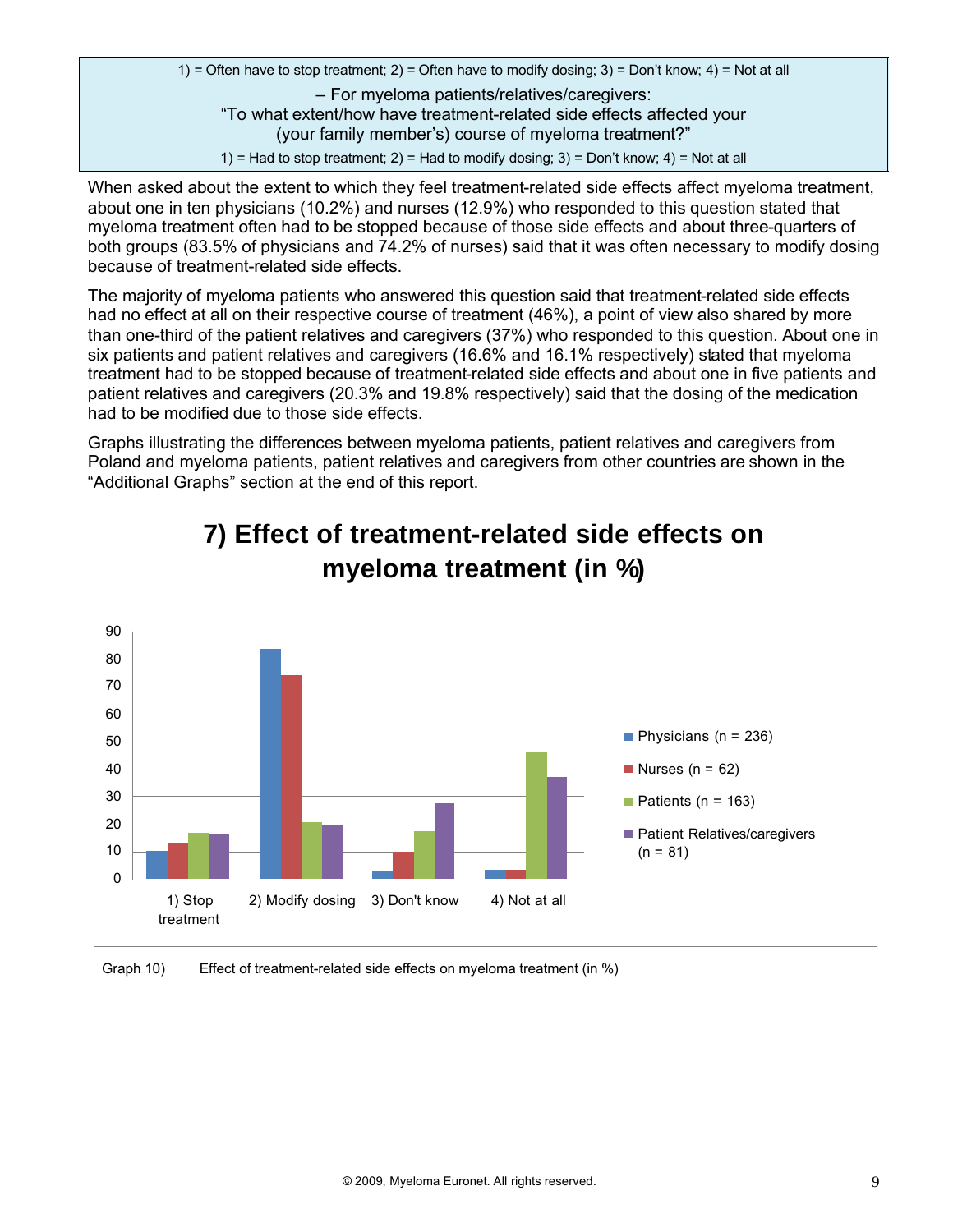1) = Often have to stop treatment; 2) = Often have to modify dosing; 3) = Don't know; 4) = Not at all

– For myeloma patients/relatives/caregivers:
"To what extent/how have treatment-related side effects affected your (your family member's) course of myeloma treatment?"

1) = Had to stop treatment; 2) = Had to modify dosing; 3) = Don't know; 4) = Not at all

When asked about the extent to which they feel treatment-related side effects affect myeloma treatment, about one in ten physicians (10.2%) and nurses (12.9%) who responded to this question stated that myeloma treatment often had to be stopped because of those side effects and about three-quarters of both groups (83.5% of physicians and 74.2% of nurses) said that it was often necessary to modify dosing because of treatment-related side effects.

The majority of myeloma patients who answered this question said that treatment-related side effects had no effect at all on their respective course of treatment (46%), a point of view also shared by more than one-third of the patient relatives and caregivers (37%) who responded to this question. About one in six patients and patient relatives and caregivers (16.6% and 16.1% respectively) stated that myeloma treatment had to be stopped because of treatment-related side effects and about one in five patients and patient relatives and caregivers (20.3% and 19.8% respectively) said that the dosing of the medication had to be modified due to those side effects.

Graphs illustrating the differences between myeloma patients, patient relatives and caregivers from Poland and myeloma patients, patient relatives and caregivers from other countries are shown in the "Additional Graphs" section at the end of this report.

**7) Effect of treatment-related side effects on myeloma treatment (in %)**

Legend: Physicians (n = 236); Nurses (n = 62); Patients (n = 163); Patient Relatives/caregivers (n = 81)

Categories: 1) Stop treatment; 2) Modify dosing; 3) Don't know; 4) Not at all

Graph 10) Effect of treatment-related side effects on myeloma treatment (in %)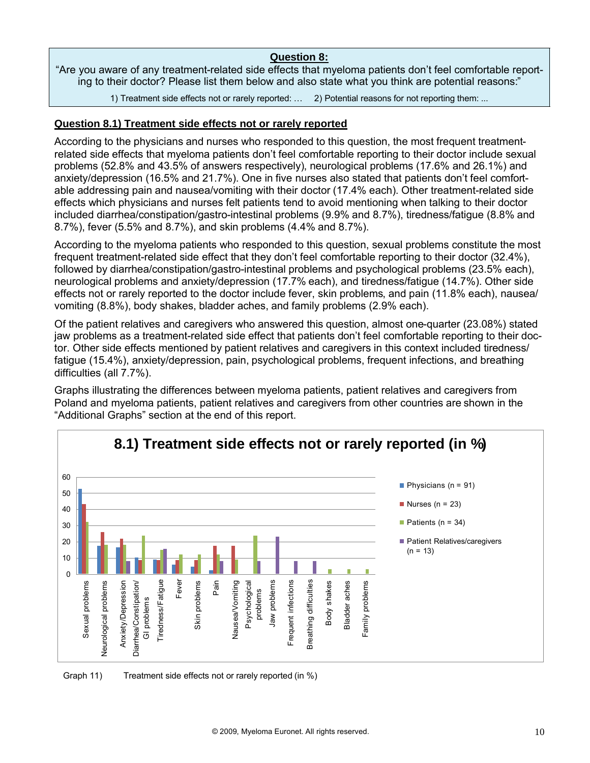**Question 8:**

"Are you aware of any treatment-related side effects that myeloma patients don't feel comfortable reporting to their doctor? Please list them below and also state what you think are potential reasons:"

1) Treatment side effects not or rarely reported: … 2) Potential reasons for not reporting them: ...

## Question 8.1) Treatment side effects not or rarely reported

According to the physicians and nurses who responded to this question, the most frequent treatment-related side effects that myeloma patients don't feel comfortable reporting to their doctor include sexual problems (52.8% and 43.5% of answers respectively), neurological problems (17.6% and 26.1%) and anxiety/depression (16.5% and 21.7%). One in five nurses also stated that patients don't feel comfortable addressing pain and nausea/vomiting with their doctor (17.4% each). Other treatment-related side effects which physicians and nurses felt patients tend to avoid mentioning when talking to their doctor included diarrhea/constipation/gastro-intestinal problems (9.9% and 8.7%), tiredness/fatigue (8.8% and 8.7%), fever (5.5% and 8.7%), and skin problems (4.4% and 8.7%).

According to the myeloma patients who responded to this question, sexual problems constitute the most frequent treatment-related side effect that they don't feel comfortable reporting to their doctor (32.4%), followed by diarrhea/constipation/gastro-intestinal problems and psychological problems (23.5% each), neurological problems and anxiety/depression (17.7% each), and tiredness/fatigue (14.7%). Other side effects not or rarely reported to the doctor include fever, skin problems, and pain (11.8% each), nausea/vomiting (8.8%), body shakes, bladder aches, and family problems (2.9% each).

Of the patient relatives and caregivers who answered this question, almost one-quarter (23.08%) stated jaw problems as a treatment-related side effect that patients don't feel comfortable reporting to their doctor. Other side effects mentioned by patient relatives and caregivers in this context included tiredness/fatigue (15.4%), anxiety/depression, pain, psychological problems, frequent infections, and breathing difficulties (all 7.7%).

Graphs illustrating the differences between myeloma patients, patient relatives and caregivers from Poland and myeloma patients, patient relatives and caregivers from other countries are shown in the "Additional Graphs" section at the end of this report.

**8.1) Treatment side effects not or rarely reported (in %)**

| | Physicians (n = 91) | Nurses (n = 23) | Patients (n = 34) | Patient Relatives/caregivers (n = 13) |
|---|---|---|---|---|
| Sexual problems | 52.8 | 43.5 | 32.4 | |
| Neurological problems | 17.6 | 26.1 | 17.7 | |
| Anxiety/Depression | 16.5 | 21.7 | 17.7 | 7.7 |
| Diarrhea/Constipation/GI problems | 9.9 | 8.7 | 23.5 | |
| Tiredness/Fatigue | 8.8 | 8.7 | 14.7 | 15.4 |
| Fever | 5.5 | 8.7 | 11.8 | |
| Skin problems | 4.4 | 8.7 | 11.8 | |
| Pain | 2.2 | 17.4 | 11.8 | 7.7 |
| Nausea/Vomiting | | 17.4 | 8.8 | |
| Psychological problems | | | 23.5 | 7.7 |
| Jaw problems | | | | 23.08 |
| Frequent infections | | | | 7.7 |
| Breathing difficulties | | | | 7.7 |
| Body shakes | | | 2.9 | |
| Bladder aches | | | 2.9 | |
| Family problems | | | 2.9 | |

Graph 11) Treatment side effects not or rarely reported (in %)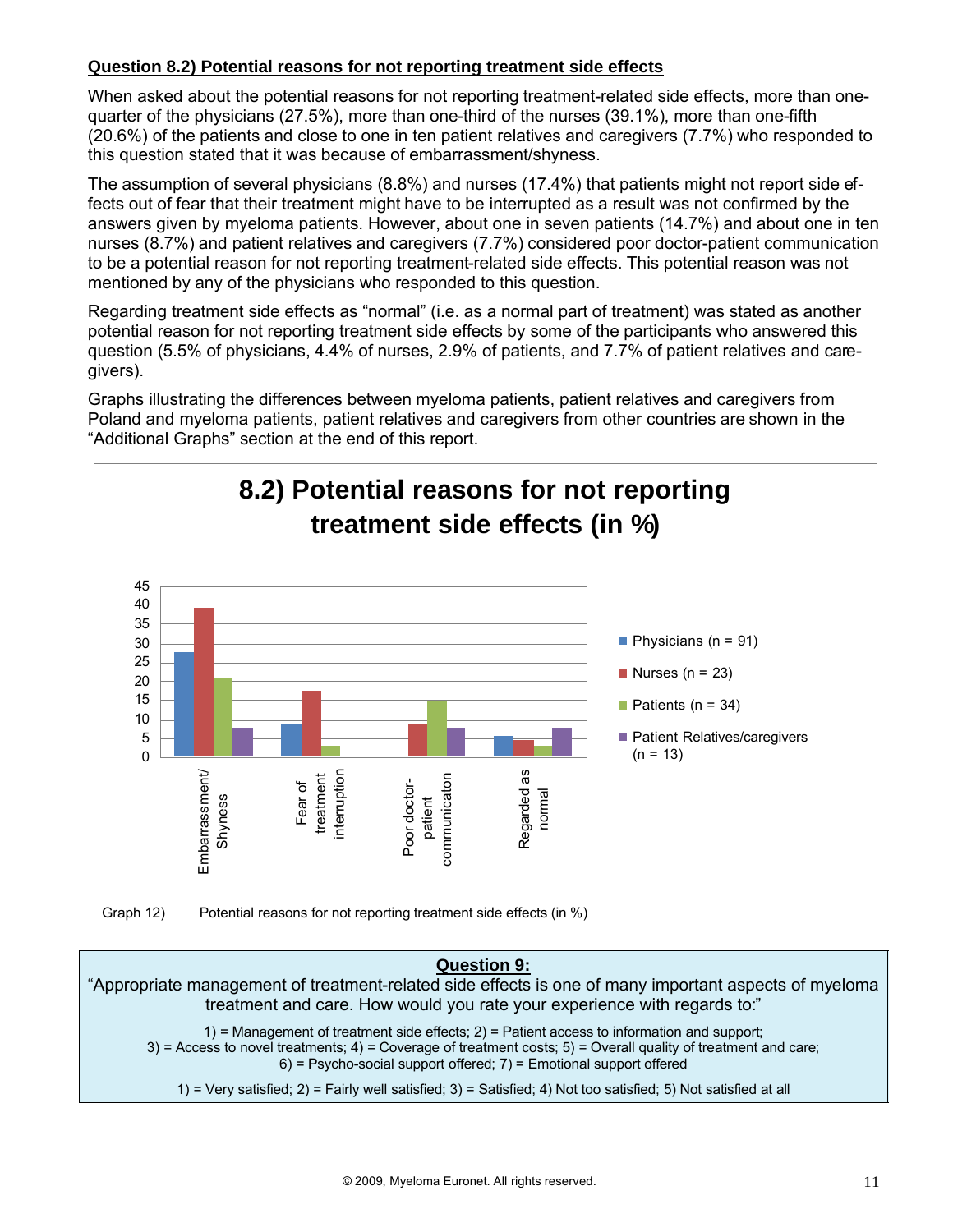**Question 8.2) Potential reasons for not reporting treatment side effects**

When asked about the potential reasons for not reporting treatment-related side effects, more than one-quarter of the physicians (27.5%), more than one-third of the nurses (39.1%), more than one-fifth (20.6%) of the patients and close to one in ten patient relatives and caregivers (7.7%) who responded to this question stated that it was because of embarrassment/shyness.

The assumption of several physicians (8.8%) and nurses (17.4%) that patients might not report side effects out of fear that their treatment might have to be interrupted as a result was not confirmed by the answers given by myeloma patients. However, about one in seven patients (14.7%) and about one in ten nurses (8.7%) and patient relatives and caregivers (7.7%) considered poor doctor-patient communication to be a potential reason for not reporting treatment-related side effects. This potential reason was not mentioned by any of the physicians who responded to this question.

Regarding treatment side effects as "normal" (i.e. as a normal part of treatment) was stated as another potential reason for not reporting treatment side effects by some of the participants who answered this question (5.5% of physicians, 4.4% of nurses, 2.9% of patients, and 7.7% of patient relatives and caregivers).

Graphs illustrating the differences between myeloma patients, patient relatives and caregivers from Poland and myeloma patients, patient relatives and caregivers from other countries are shown in the "Additional Graphs" section at the end of this report.

**8.2) Potential reasons for not reporting treatment side effects (in %)**

| | Physicians (n = 91) | Nurses (n = 23) | Patients (n = 34) | Patient Relatives/caregivers (n = 13) |
|---|---|---|---|---|
| Embarrassment/ Shyness | 27.5 | 39.1 | 20.6 | 7.7 |
| Fear of treatment interruption | 8.8 | 17.4 | 2.9 | |
| Poor doctor-patient communicaton | | 8.7 | 14.7 | 7.7 |
| Regarded as normal | 5.5 | 4.4 | 2.9 | 7.7 |

Graph 12) Potential reasons for not reporting treatment side effects (in %)

**Question 9:**

"Appropriate management of treatment-related side effects is one of many important aspects of myeloma treatment and care. How would you rate your experience with regards to:"

1) = Management of treatment side effects; 2) = Patient access to information and support; 3) = Access to novel treatments; 4) = Coverage of treatment costs; 5) = Overall quality of treatment and care; 6) = Psycho-social support offered; 7) = Emotional support offered

1) = Very satisfied; 2) = Fairly well satisfied; 3) = Satisfied; 4) Not too satisfied; 5) Not satisfied at all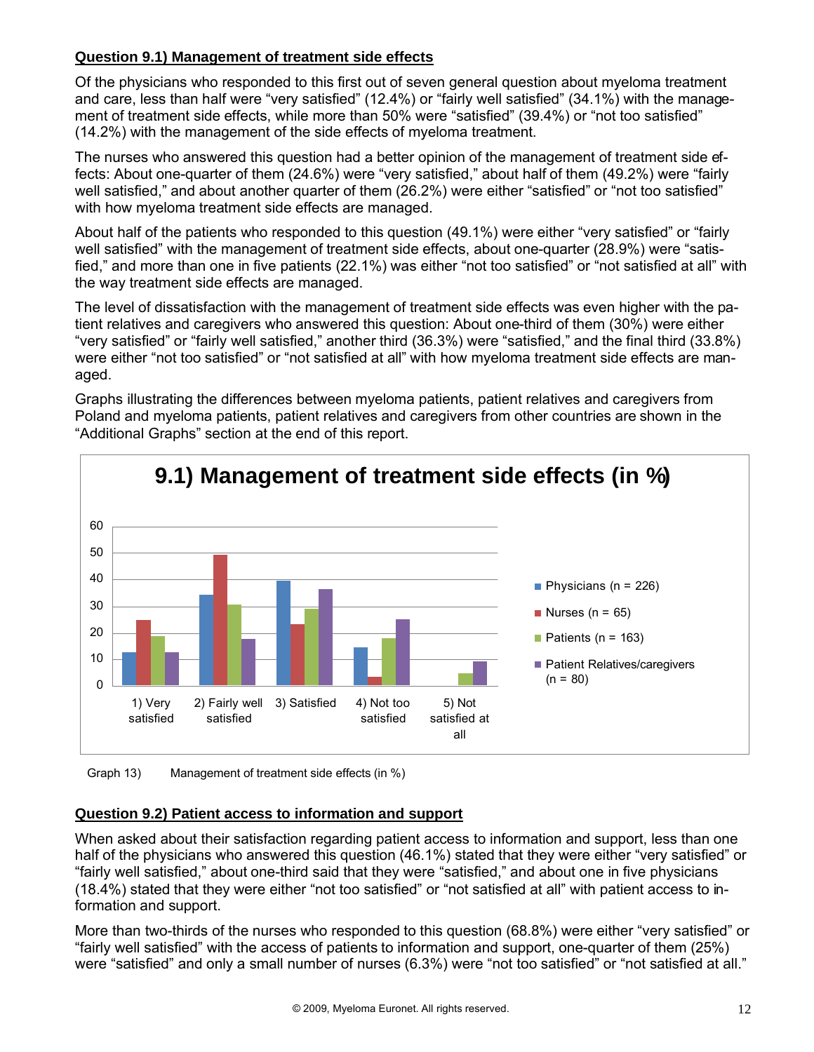### Question 9.1) Management of treatment side effects

Of the physicians who responded to this first out of seven general question about myeloma treatment and care, less than half were "very satisfied" (12.4%) or "fairly well satisfied" (34.1%) with the management of treatment side effects, while more than 50% were "satisfied" (39.4%) or "not too satisfied" (14.2%) with the management of the side effects of myeloma treatment.

The nurses who answered this question had a better opinion of the management of treatment side effects: About one-quarter of them (24.6%) were "very satisfied," about half of them (49.2%) were "fairly well satisfied," and about another quarter of them (26.2%) were either "satisfied" or "not too satisfied" with how myeloma treatment side effects are managed.

About half of the patients who responded to this question (49.1%) were either "very satisfied" or "fairly well satisfied" with the management of treatment side effects, about one-quarter (28.9%) were "satisfied," and more than one in five patients (22.1%) was either "not too satisfied" or "not satisfied at all" with the way treatment side effects are managed.

The level of dissatisfaction with the management of treatment side effects was even higher with the patient relatives and caregivers who answered this question: About one-third of them (30%) were either "very satisfied" or "fairly well satisfied," another third (36.3%) were "satisfied," and the final third (33.8%) were either "not too satisfied" or "not satisfied at all" with how myeloma treatment side effects are managed.

Graphs illustrating the differences between myeloma patients, patient relatives and caregivers from Poland and myeloma patients, patient relatives and caregivers from other countries are shown in the "Additional Graphs" section at the end of this report.

**9.1) Management of treatment side effects (in %)**

Legend: Physicians (n = 226); Nurses (n = 65); Patients (n = 163); Patient Relatives/caregivers (n = 80)

Categories: 1) Very satisfied; 2) Fairly well satisfied; 3) Satisfied; 4) Not too satisfied; 5) Not satisfied at all

Graph 13) Management of treatment side effects (in %)

### Question 9.2) Patient access to information and support

When asked about their satisfaction regarding patient access to information and support, less than one half of the physicians who answered this question (46.1%) stated that they were either "very satisfied" or "fairly well satisfied," about one-third said that they were "satisfied," and about one in five physicians (18.4%) stated that they were either "not too satisfied" or "not satisfied at all" with patient access to information and support.

More than two-thirds of the nurses who responded to this question (68.8%) were either "very satisfied" or "fairly well satisfied" with the access of patients to information and support, one-quarter of them (25%) were "satisfied" and only a small number of nurses (6.3%) were "not too satisfied" or "not satisfied at all."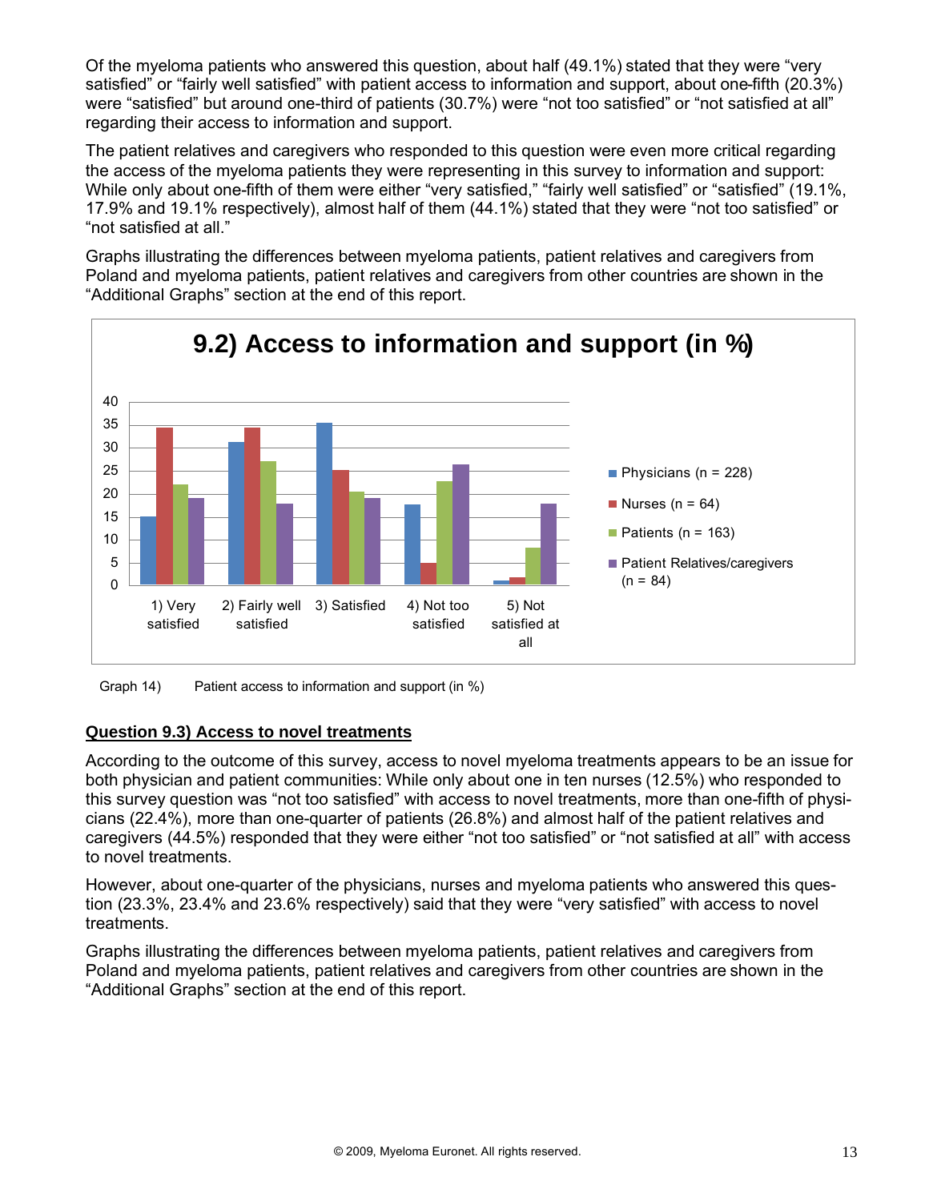Of the myeloma patients who answered this question, about half (49.1%) stated that they were "very satisfied" or "fairly well satisfied" with patient access to information and support, about one-fifth (20.3%) were "satisfied" but around one-third of patients (30.7%) were "not too satisfied" or "not satisfied at all" regarding their access to information and support.

The patient relatives and caregivers who responded to this question were even more critical regarding the access of the myeloma patients they were representing in this survey to information and support: While only about one-fifth of them were either "very satisfied," "fairly well satisfied" or "satisfied" (19.1%, 17.9% and 19.1% respectively), almost half of them (44.1%) stated that they were "not too satisfied" or "not satisfied at all."

Graphs illustrating the differences between myeloma patients, patient relatives and caregivers from Poland and myeloma patients, patient relatives and caregivers from other countries are shown in the "Additional Graphs" section at the end of this report.

**9.2) Access to information and support (in %)**

Legend: Physicians (n = 228); Nurses (n = 64); Patients (n = 163); Patient Relatives/caregivers (n = 84)

Categories: 1) Very satisfied; 2) Fairly well satisfied; 3) Satisfied; 4) Not too satisfied; 5) Not satisfied at all

Graph 14) Patient access to information and support (in %)

### Question 9.3) Access to novel treatments

According to the outcome of this survey, access to novel myeloma treatments appears to be an issue for both physician and patient communities: While only about one in ten nurses (12.5%) who responded to this survey question was "not too satisfied" with access to novel treatments, more than one-fifth of physicians (22.4%), more than one-quarter of patients (26.8%) and almost half of the patient relatives and caregivers (44.5%) responded that they were either "not too satisfied" or "not satisfied at all" with access to novel treatments.

However, about one-quarter of the physicians, nurses and myeloma patients who answered this question (23.3%, 23.4% and 23.6% respectively) said that they were "very satisfied" with access to novel treatments.

Graphs illustrating the differences between myeloma patients, patient relatives and caregivers from Poland and myeloma patients, patient relatives and caregivers from other countries are shown in the "Additional Graphs" section at the end of this report.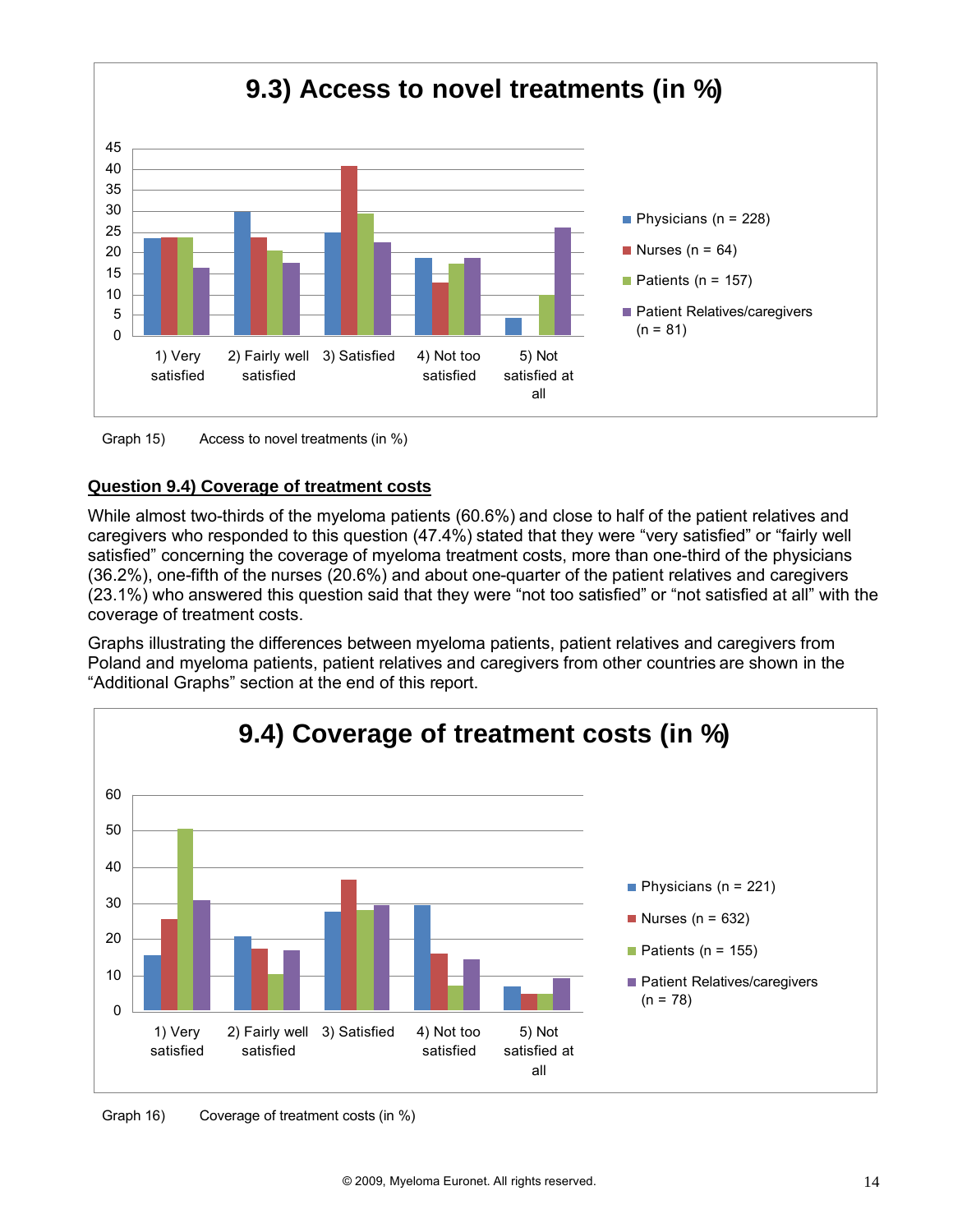Graph 15) Access to novel treatments (in %)

## Question 9.4) Coverage of treatment costs

While almost two-thirds of the myeloma patients (60.6%) and close to half of the patient relatives and caregivers who responded to this question (47.4%) stated that they were "very satisfied" or "fairly well satisfied" concerning the coverage of myeloma treatment costs, more than one-third of the physicians (36.2%), one-fifth of the nurses (20.6%) and about one-quarter of the patient relatives and caregivers (23.1%) who answered this question said that they were "not too satisfied" or "not satisfied at all" with the coverage of treatment costs.

Graphs illustrating the differences between myeloma patients, patient relatives and caregivers from Poland and myeloma patients, patient relatives and caregivers from other countries are shown in the "Additional Graphs" section at the end of this report.

Graph 16) Coverage of treatment costs (in %)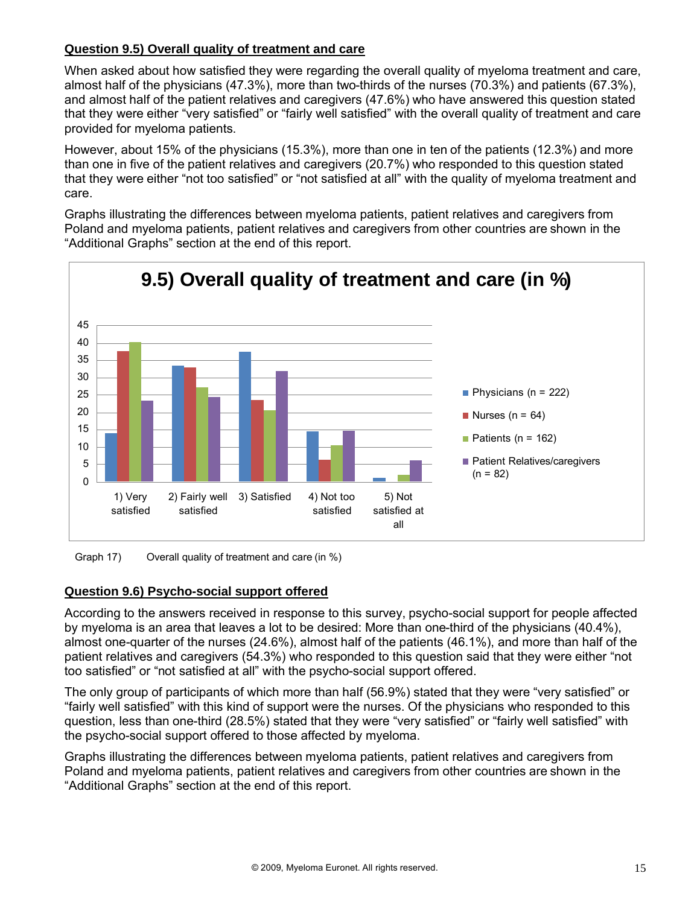**Question 9.5) Overall quality of treatment and care**

When asked about how satisfied they were regarding the overall quality of myeloma treatment and care, almost half of the physicians (47.3%), more than two-thirds of the nurses (70.3%) and patients (67.3%), and almost half of the patient relatives and caregivers (47.6%) who have answered this question stated that they were either "very satisfied" or "fairly well satisfied" with the overall quality of treatment and care provided for myeloma patients.

However, about 15% of the physicians (15.3%), more than one in ten of the patients (12.3%) and more than one in five of the patient relatives and caregivers (20.7%) who responded to this question stated that they were either "not too satisfied" or "not satisfied at all" with the quality of myeloma treatment and care.

Graphs illustrating the differences between myeloma patients, patient relatives and caregivers from Poland and myeloma patients, patient relatives and caregivers from other countries are shown in the "Additional Graphs" section at the end of this report.

**9.5) Overall quality of treatment and care (in %)**

| | Physicians (n = 222) | Nurses (n = 64) | Patients (n = 162) | Patient Relatives/caregivers (n = 82) |
|---|---|---|---|---|
| 1) Very satisfied | ~14 | ~37.5 | ~40 | ~23 |
| 2) Fairly well satisfied | ~33.5 | ~33 | ~27 | ~24.5 |
| 3) Satisfied | ~37.5 | ~23.5 | ~20.5 | ~32 |
| 4) Not too satisfied | ~14.5 | ~6 | ~10.5 | ~14.5 |
| 5) Not satisfied at all | ~1 | 0 | ~2 | ~6 |

Graph 17) Overall quality of treatment and care (in %)

**Question 9.6) Psycho-social support offered**

According to the answers received in response to this survey, psycho-social support for people affected by myeloma is an area that leaves a lot to be desired: More than one-third of the physicians (40.4%), almost one-quarter of the nurses (24.6%), almost half of the patients (46.1%), and more than half of the patient relatives and caregivers (54.3%) who responded to this question said that they were either "not too satisfied" or "not satisfied at all" with the psycho-social support offered.

The only group of participants of which more than half (56.9%) stated that they were "very satisfied" or "fairly well satisfied" with this kind of support were the nurses. Of the physicians who responded to this question, less than one-third (28.5%) stated that they were "very satisfied" or "fairly well satisfied" with the psycho-social support offered to those affected by myeloma.

Graphs illustrating the differences between myeloma patients, patient relatives and caregivers from Poland and myeloma patients, patient relatives and caregivers from other countries are shown in the "Additional Graphs" section at the end of this report.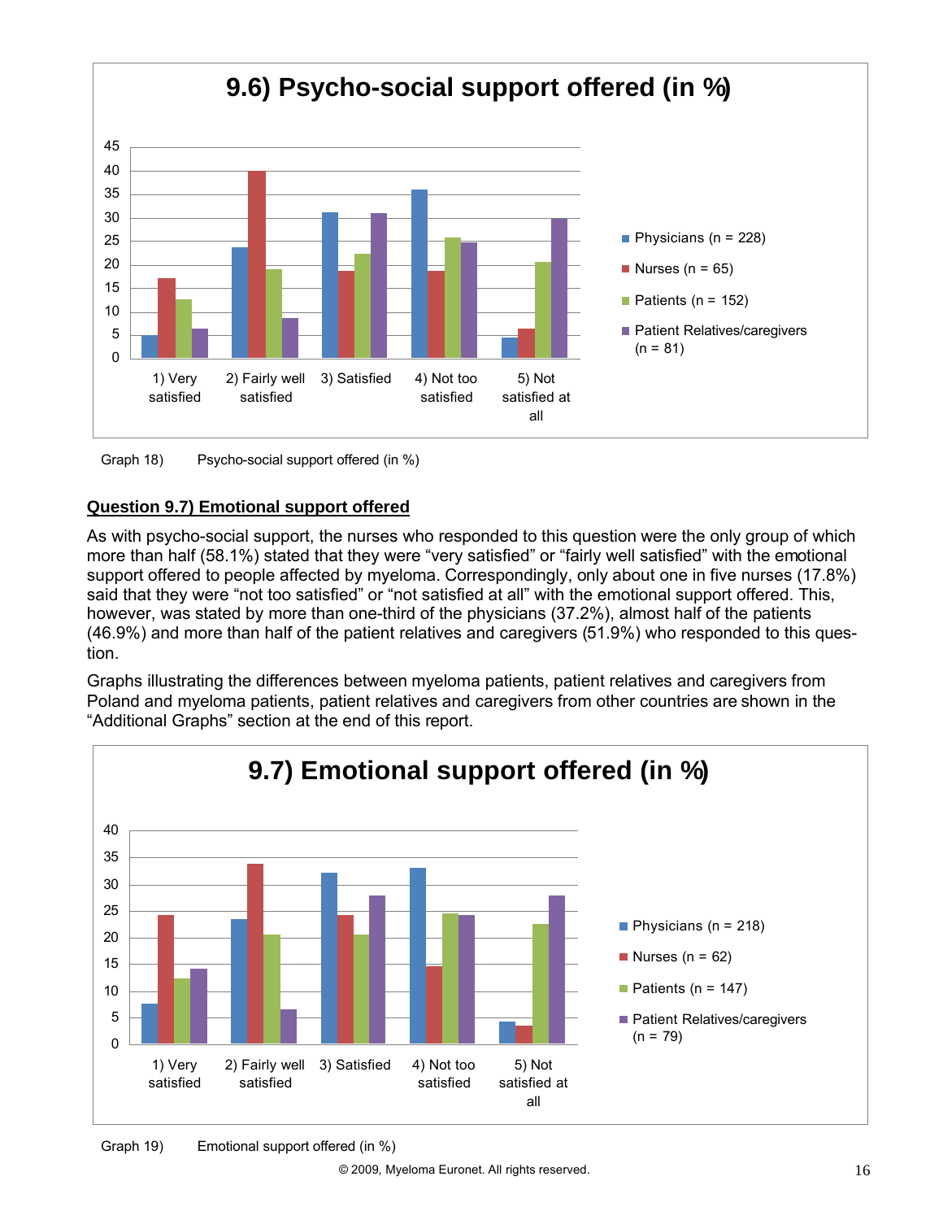Graph 18) Psycho-social support offered (in %)

## Question 9.7) Emotional support offered

As with psycho-social support, the nurses who responded to this question were the only group of which more than half (58.1%) stated that they were "very satisfied" or "fairly well satisfied" with the emotional support offered to people affected by myeloma. Correspondingly, only about one in five nurses (17.8%) said that they were "not too satisfied" or "not satisfied at all" with the emotional support offered. This, however, was stated by more than one-third of the physicians (37.2%), almost half of the patients (46.9%) and more than half of the patient relatives and caregivers (51.9%) who responded to this question.

Graphs illustrating the differences between myeloma patients, patient relatives and caregivers from Poland and myeloma patients, patient relatives and caregivers from other countries are shown in the "Additional Graphs" section at the end of this report.

Graph 19) Emotional support offered (in %)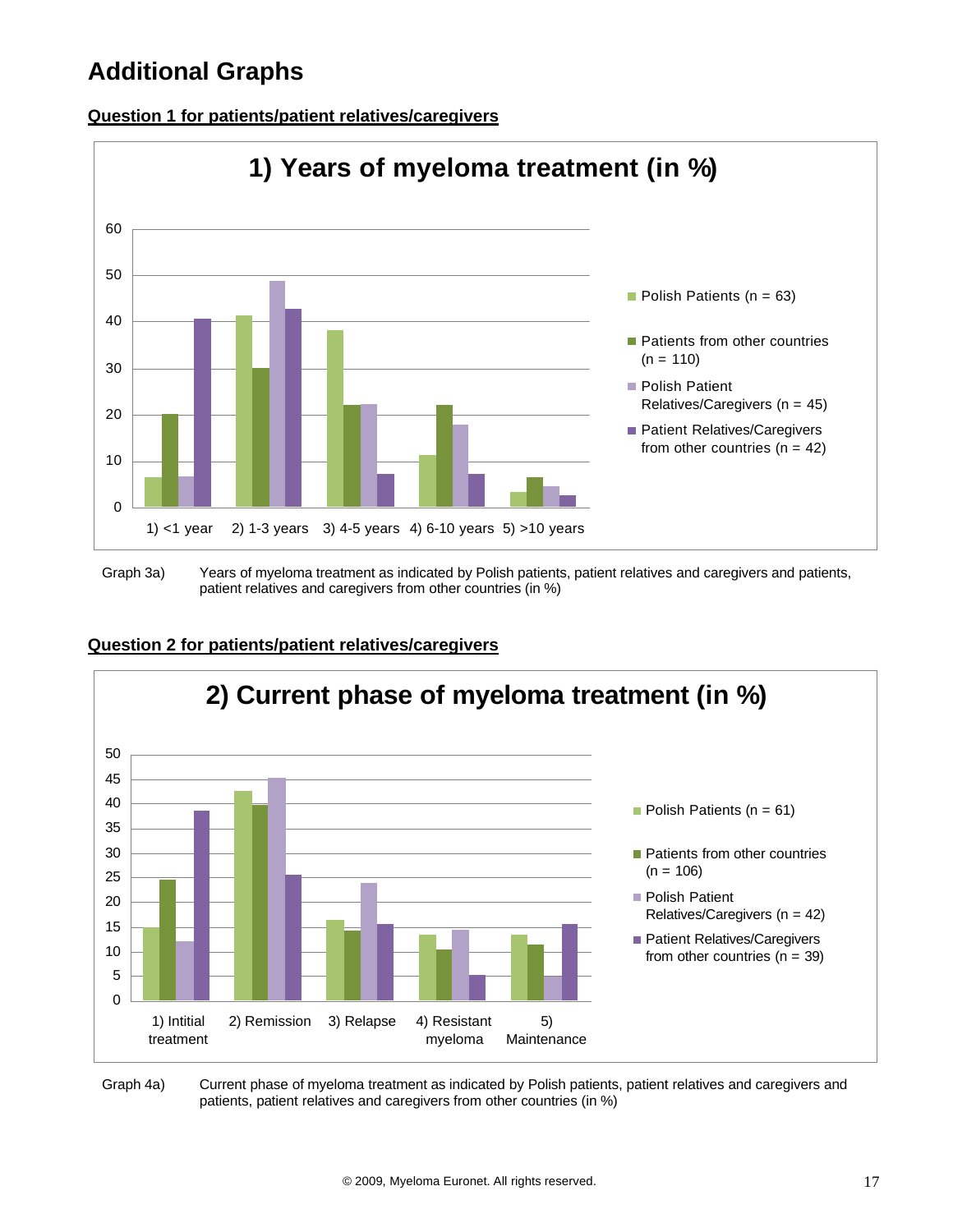# Additional Graphs

**Question 1 for patients/patient relatives/caregivers**

**1) Years of myeloma treatment (in %)**

Legend:
- Polish Patients (n = 63)
- Patients from other countries (n = 110)
- Polish Patient Relatives/Caregivers (n = 45)
- Patient Relatives/Caregivers from other countries (n = 42)

Categories: 1) <1 year, 2) 1-3 years, 3) 4-5 years, 4) 6-10 years, 5) >10 years

Graph 3a) Years of myeloma treatment as indicated by Polish patients, patient relatives and caregivers and patients, patient relatives and caregivers from other countries (in %)

**Question 2 for patients/patient relatives/caregivers**

**2) Current phase of myeloma treatment (in %)**

Legend:
- Polish Patients (n = 61)
- Patients from other countries (n = 106)
- Polish Patient Relatives/Caregivers (n = 42)
- Patient Relatives/Caregivers from other countries (n = 39)

Categories: 1) Intitial treatment, 2) Remission, 3) Relapse, 4) Resistant myeloma, 5) Maintenance

Graph 4a) Current phase of myeloma treatment as indicated by Polish patients, patient relatives and caregivers and patients, patient relatives and caregivers from other countries (in %)

© 2009, Myeloma Euronet. All rights reserved.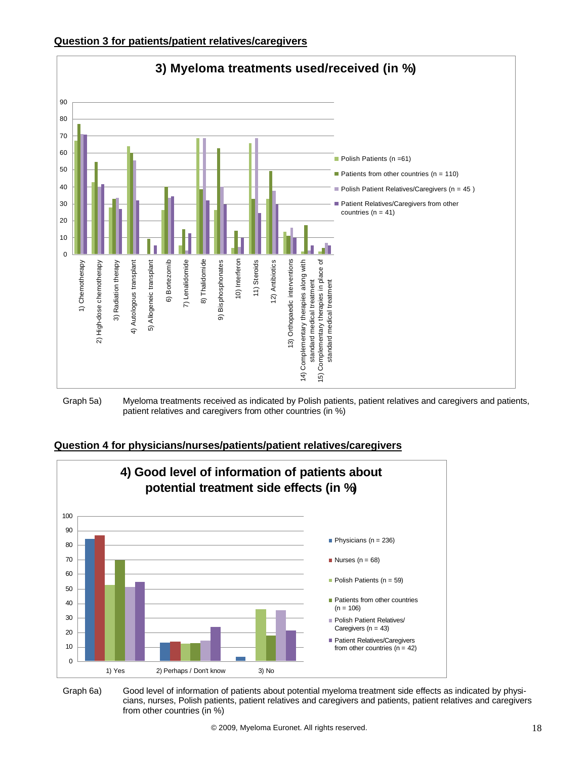**Question 3 for patients/patient relatives/caregivers**

Graph 5a) Myeloma treatments received as indicated by Polish patients, patient relatives and caregivers and patients, patient relatives and caregivers from other countries (in %)

**Question 4 for physicians/nurses/patients/patient relatives/caregivers**

Graph 6a) Good level of information of patients about potential myeloma treatment side effects as indicated by physicians, nurses, Polish patients, patient relatives and caregivers and patients, patient relatives and caregivers from other countries (in %)

© 2009, Myeloma Euronet. All rights reserved.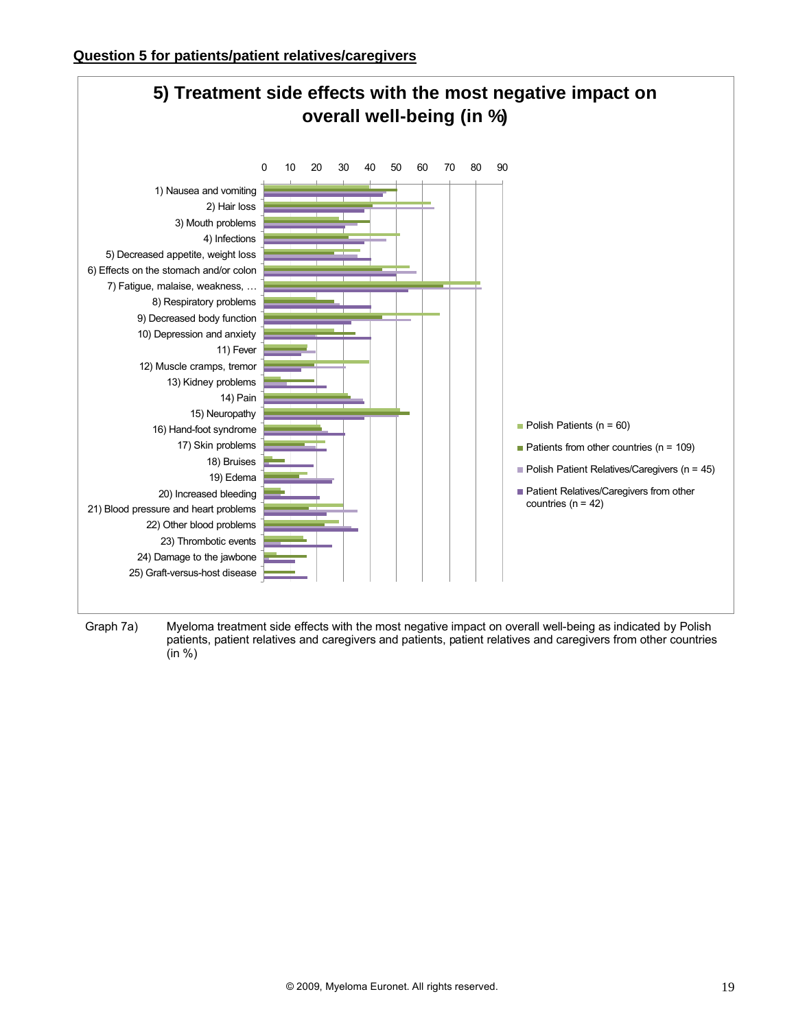**Question 5 for patients/patient relatives/caregivers**

## 5) Treatment side effects with the most negative impact on overall well-being (in %)

0 10 20 30 40 50 60 70 80 90

1) Nausea and vomiting
2) Hair loss
3) Mouth problems
4) Infections
5) Decreased appetite, weight loss
6) Effects on the stomach and/or colon
7) Fatigue, malaise, weakness, …
8) Respiratory problems
9) Decreased body function
10) Depression and anxiety
11) Fever
12) Muscle cramps, tremor
13) Kidney problems
14) Pain
15) Neuropathy
16) Hand-foot syndrome
17) Skin problems
18) Bruises
19) Edema
20) Increased bleeding
21) Blood pressure and heart problems
22) Other blood problems
23) Thrombotic events
24) Damage to the jawbone
25) Graft-versus-host disease

- Polish Patients (n = 60)
- Patients from other countries (n = 109)
- Polish Patient Relatives/Caregivers (n = 45)
- Patient Relatives/Caregivers from other countries (n = 42)

Graph 7a) Myeloma treatment side effects with the most negative impact on overall well-being as indicated by Polish patients, patient relatives and caregivers and patients, patient relatives and caregivers from other countries (in %)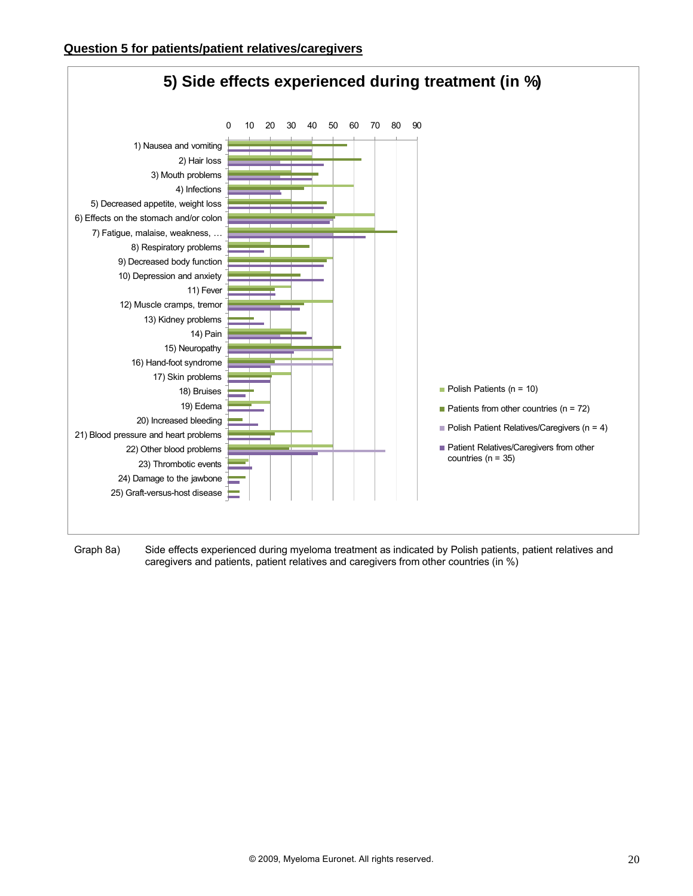**Question 5 for patients/patient relatives/caregivers**

## 5) Side effects experienced during treatment (in %)

Categories:

1) Nausea and vomiting
2) Hair loss
3) Mouth problems
4) Infections
5) Decreased appetite, weight loss
6) Effects on the stomach and/or colon
7) Fatigue, malaise, weakness, …
8) Respiratory problems
9) Decreased body function
10) Depression and anxiety
11) Fever
12) Muscle cramps, tremor
13) Kidney problems
14) Pain
15) Neuropathy
16) Hand-foot syndrome
17) Skin problems
18) Bruises
19) Edema
20) Increased bleeding
21) Blood pressure and heart problems
22) Other blood problems
23) Thrombotic events
24) Damage to the jawbone
25) Graft-versus-host disease

Legend:

- Polish Patients (n = 10)
- Patients from other countries (n = 72)
- Polish Patient Relatives/Caregivers (n = 4)
- Patient Relatives/Caregivers from other countries (n = 35)

Graph 8a) Side effects experienced during myeloma treatment as indicated by Polish patients, patient relatives and caregivers and patients, patient relatives and caregivers from other countries (in %)

© 2009, Myeloma Euronet. All rights reserved.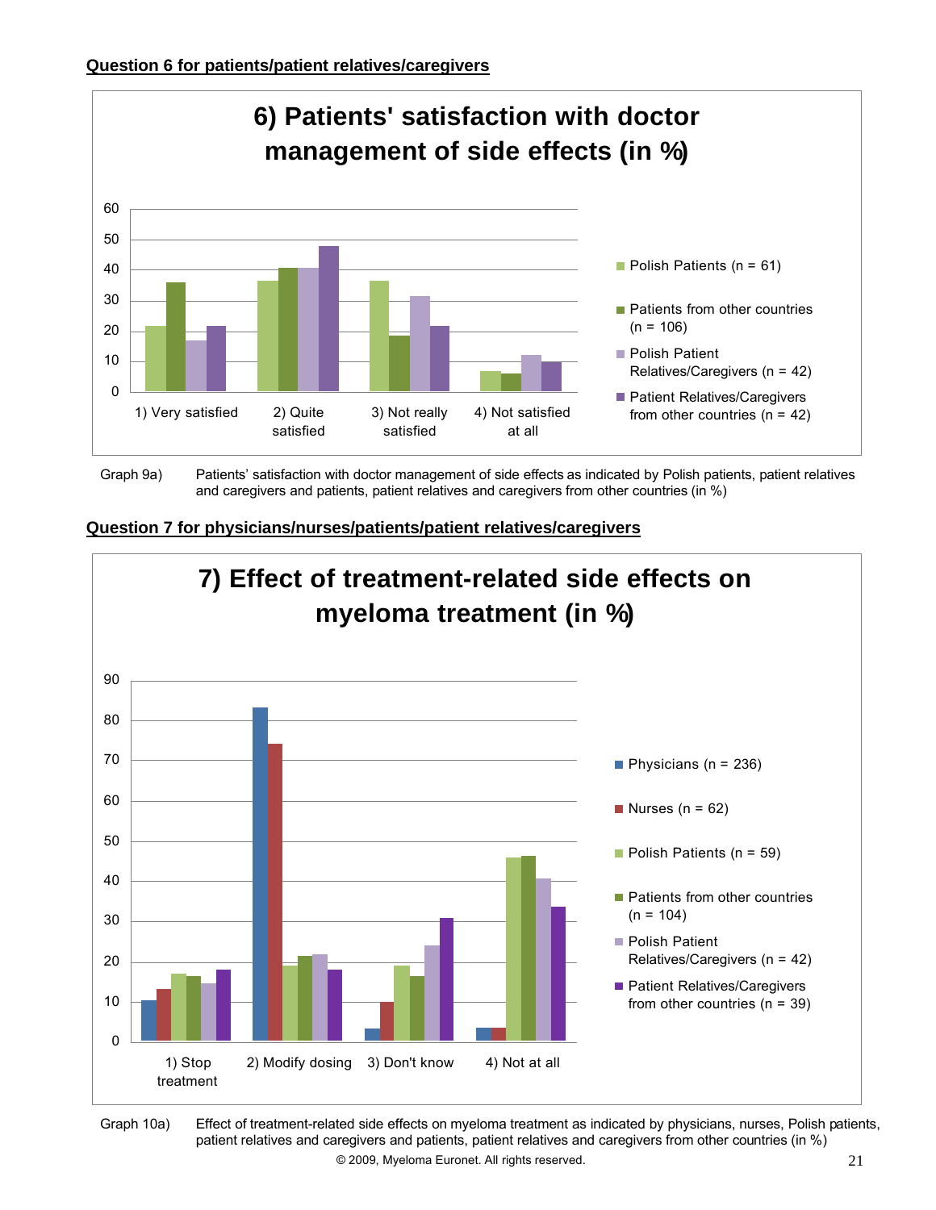**Question 6 for patients/patient relatives/caregivers**

**6) Patients' satisfaction with doctor management of side effects (in %)**

Graph 9a) Patients' satisfaction with doctor management of side effects as indicated by Polish patients, patient relatives and caregivers and patients, patient relatives and caregivers from other countries (in %)

**Question 7 for physicians/nurses/patients/patient relatives/caregivers**

**7) Effect of treatment-related side effects on myeloma treatment (in %)**

Graph 10a) Effect of treatment-related side effects on myeloma treatment as indicated by physicians, nurses, Polish patients, patient relatives and caregivers and patients, patient relatives and caregivers from other countries (in %)

© 2009, Myeloma Euronet. All rights reserved.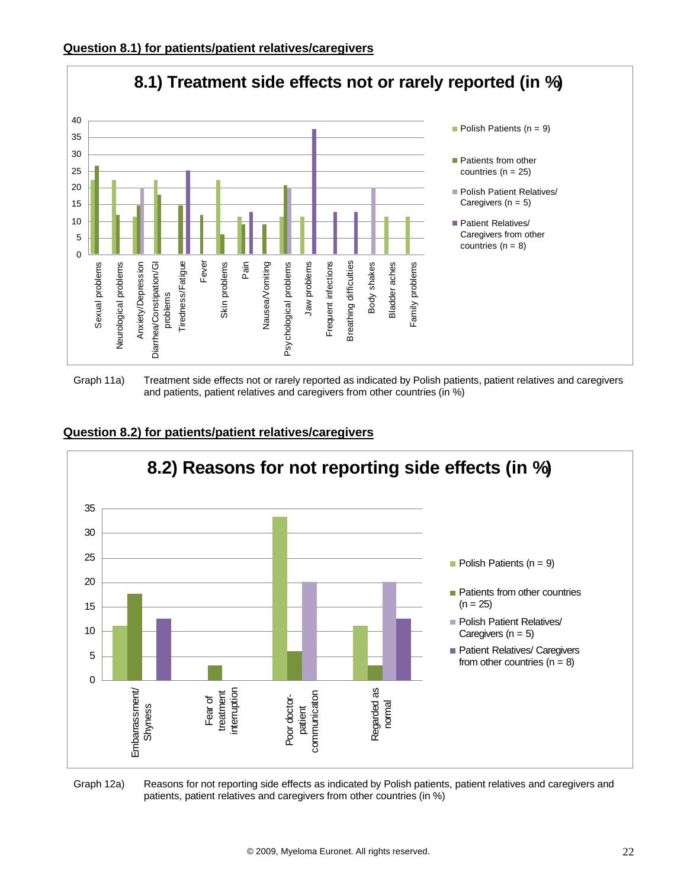**Question 8.1) for patients/patient relatives/caregivers**

Graph 11a) Treatment side effects not or rarely reported as indicated by Polish patients, patient relatives and caregivers and patients, patient relatives and caregivers from other countries (in %)

**Question 8.2) for patients/patient relatives/caregivers**

Graph 12a) Reasons for not reporting side effects as indicated by Polish patients, patient relatives and caregivers and patients, patient relatives and caregivers from other countries (in %)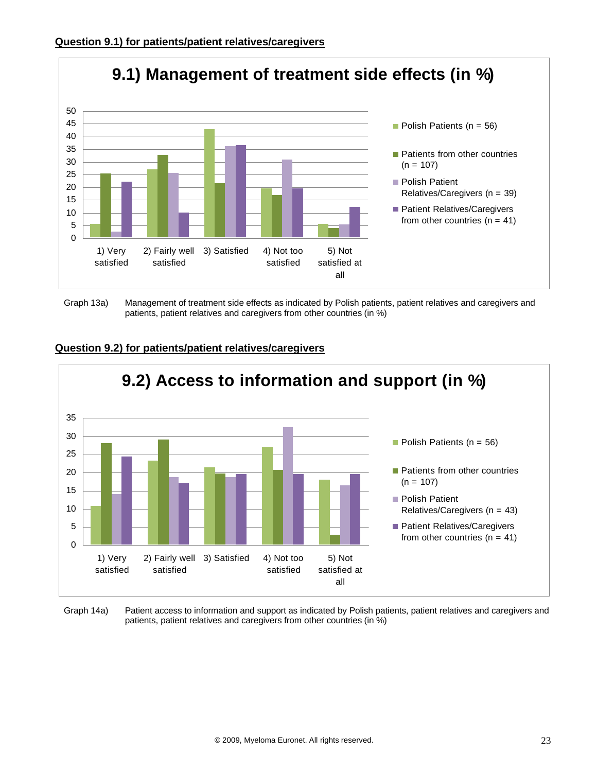**Question 9.1) for patients/patient relatives/caregivers**

Graph 13a) Management of treatment side effects as indicated by Polish patients, patient relatives and caregivers and patients, patient relatives and caregivers from other countries (in %)

**Question 9.2) for patients/patient relatives/caregivers**

Graph 14a) Patient access to information and support as indicated by Polish patients, patient relatives and caregivers and patients, patient relatives and caregivers from other countries (in %)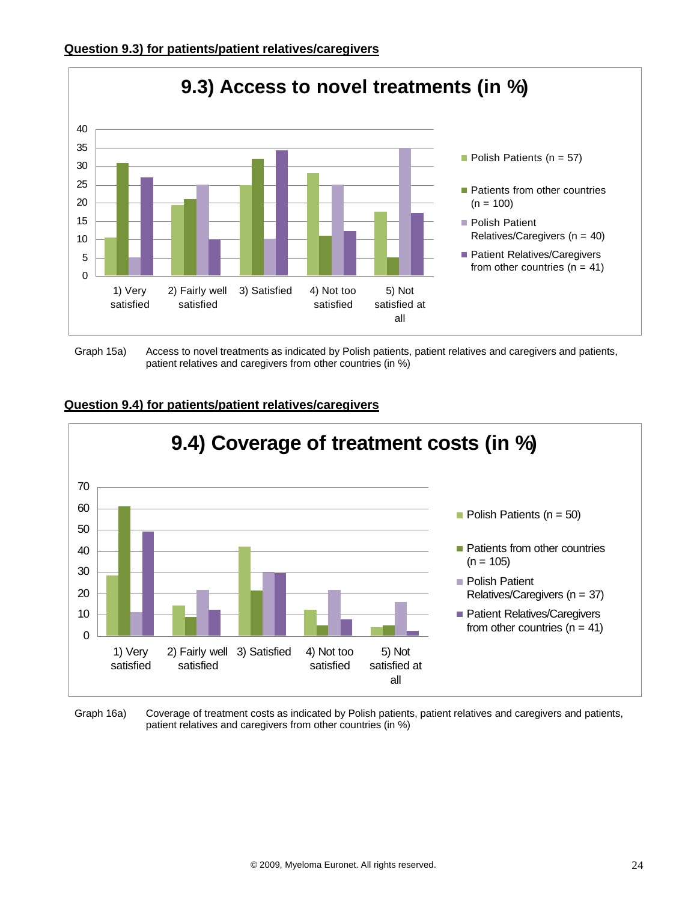**Question 9.3) for patients/patient relatives/caregivers**

Graph 15a) Access to novel treatments as indicated by Polish patients, patient relatives and caregivers and patients, patient relatives and caregivers from other countries (in %)

**Question 9.4) for patients/patient relatives/caregivers**

Graph 16a) Coverage of treatment costs as indicated by Polish patients, patient relatives and caregivers and patients, patient relatives and caregivers from other countries (in %)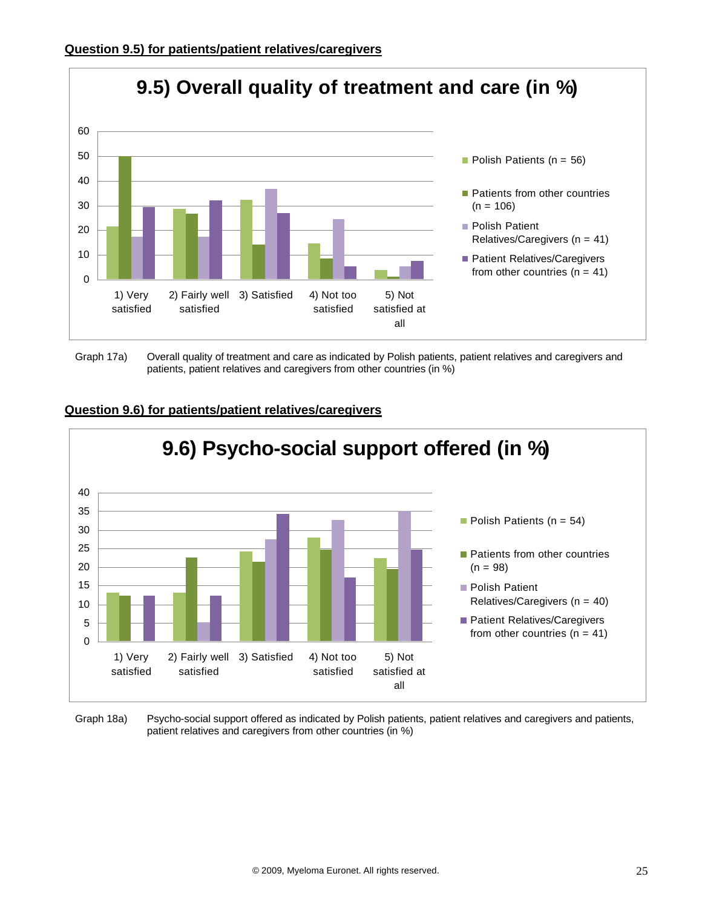**Question 9.5) for patients/patient relatives/caregivers**

Graph 17a) Overall quality of treatment and care as indicated by Polish patients, patient relatives and caregivers and patients, patient relatives and caregivers from other countries (in %)

**Question 9.6) for patients/patient relatives/caregivers**

Graph 18a) Psycho-social support offered as indicated by Polish patients, patient relatives and caregivers and patients, patient relatives and caregivers from other countries (in %)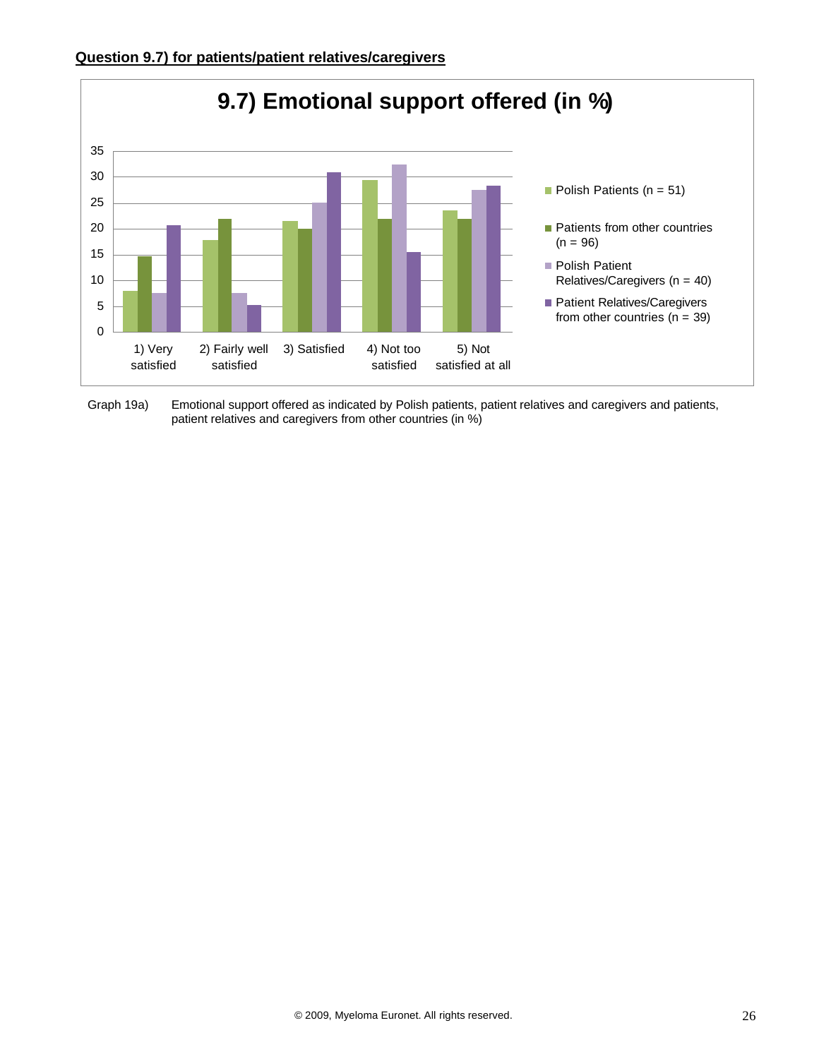**Question 9.7) for patients/patient relatives/caregivers**

9.7) Emotional support offered (in %)

35
30
25
20
15
10
5
0

1) Very satisfied
2) Fairly well satisfied
3) Satisfied
4) Not too satisfied
5) Not satisfied at all

Polish Patients (n = 51)
Patients from other countries (n = 96)
Polish Patient Relatives/Caregivers (n = 40)
Patient Relatives/Caregivers from other countries (n = 39)

Graph 19a) Emotional support offered as indicated by Polish patients, patient relatives and caregivers and patients, patient relatives and caregivers from other countries (in %)

© 2009, Myeloma Euronet. All rights reserved.